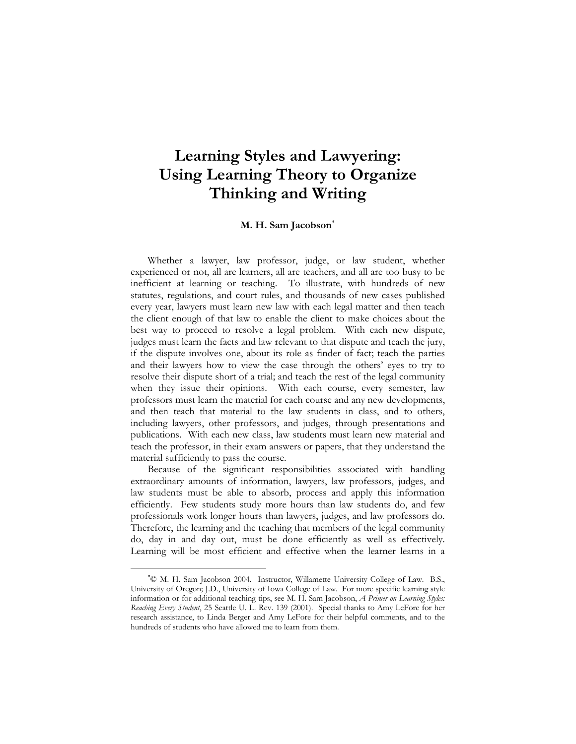# Learning Styles and Lawyering: Using Learning Theory to Organize Thinking and Writing

**M. H. Sam Jacobson**[*]

Whether a lawyer, law professor, judge, or law student, whether experienced or not, all are learners, all are teachers, and all are too busy to be inefficient at learning or teaching. To illustrate, with hundreds of new statutes, regulations, and court rules, and thousands of new cases published every year, lawyers must learn new law with each legal matter and then teach the client enough of that law to enable the client to make choices about the best way to proceed to resolve a legal problem. With each new dispute, judges must learn the facts and law relevant to that dispute and teach the jury, if the dispute involves one, about its role as finder of fact; teach the parties and their lawyers how to view the case through the others' eyes to try to resolve their dispute short of a trial; and teach the rest of the legal community when they issue their opinions. With each course, every semester, law professors must learn the material for each course and any new developments, and then teach that material to the law students in class, and to others, including lawyers, other professors, and judges, through presentations and publications. With each new class, law students must learn new material and teach the professor, in their exam answers or papers, that they understand the material sufficiently to pass the course.

Because of the significant responsibilities associated with handling extraordinary amounts of information, lawyers, law professors, judges, and law students must be able to absorb, process and apply this information efficiently. Few students study more hours than law students do, and few professionals work longer hours than lawyers, judges, and law professors do. Therefore, the learning and the teaching that members of the legal community do, day in and day out, must be done efficiently as well as effectively. Learning will be most efficient and effective when the learner learns in a

---

[*] © M. H. Sam Jacobson 2004. Instructor, Willamette University College of Law. B.S., University of Oregon; J.D., University of Iowa College of Law. For more specific learning style information or for additional teaching tips, see M. H. Sam Jacobson, *A Primer on Learning Styles: Reaching Every Student*, 25 Seattle U. L. Rev. 139 (2001). Special thanks to Amy LeFore for her research assistance, to Linda Berger and Amy LeFore for their helpful comments, and to the hundreds of students who have allowed me to learn from them.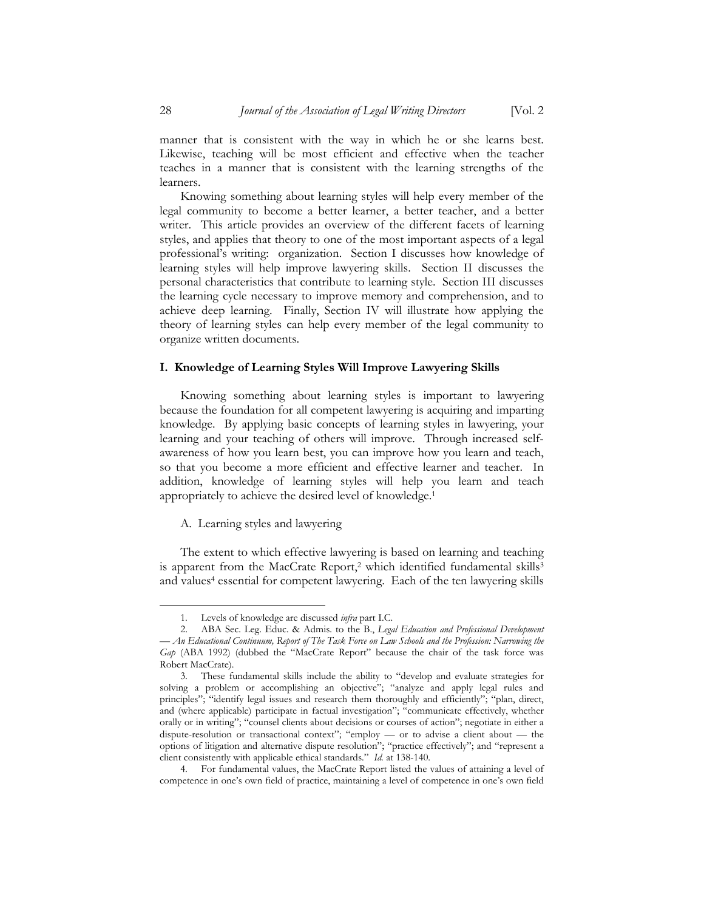manner that is consistent with the way in which he or she learns best. Likewise, teaching will be most efficient and effective when the teacher teaches in a manner that is consistent with the learning strengths of the learners.

Knowing something about learning styles will help every member of the legal community to become a better learner, a better teacher, and a better writer. This article provides an overview of the different facets of learning styles, and applies that theory to one of the most important aspects of a legal professional's writing: organization. Section I discusses how knowledge of learning styles will help improve lawyering skills. Section II discusses the personal characteristics that contribute to learning style. Section III discusses the learning cycle necessary to improve memory and comprehension, and to achieve deep learning. Finally, Section IV will illustrate how applying the theory of learning styles can help every member of the legal community to organize written documents.

## I. Knowledge of Learning Styles Will Improve Lawyering Skills

Knowing something about learning styles is important to lawyering because the foundation for all competent lawyering is acquiring and imparting knowledge. By applying basic concepts of learning styles in lawyering, your learning and your teaching of others will improve. Through increased self-awareness of how you learn best, you can improve how you learn and teach, so that you become a more efficient and effective learner and teacher. In addition, knowledge of learning styles will help you learn and teach appropriately to achieve the desired level of knowledge.[1]

### A. Learning styles and lawyering

The extent to which effective lawyering is based on learning and teaching is apparent from the MacCrate Report,[2] which identified fundamental skills[3] and values[4] essential for competent lawyering. Each of the ten lawyering skills

---

1. Levels of knowledge are discussed *infra* part I.C.

2. ABA Sec. Leg. Educ. & Admis. to the B., *Legal Education and Professional Development — An Educational Continuum, Report of The Task Force on Law Schools and the Profession: Narrowing the Gap* (ABA 1992) (dubbed the "MacCrate Report" because the chair of the task force was Robert MacCrate).

3. These fundamental skills include the ability to "develop and evaluate strategies for solving a problem or accomplishing an objective"; "analyze and apply legal rules and principles"; "identify legal issues and research them thoroughly and efficiently"; "plan, direct, and (where applicable) participate in factual investigation"; "communicate effectively, whether orally or in writing"; "counsel clients about decisions or courses of action"; negotiate in either a dispute-resolution or transactional context"; "employ — or to advise a client about — the options of litigation and alternative dispute resolution"; "practice effectively"; and "represent a client consistently with applicable ethical standards." *Id.* at 138-140.

4. For fundamental values, the MacCrate Report listed the values of attaining a level of competence in one's own field of practice, maintaining a level of competence in one's own field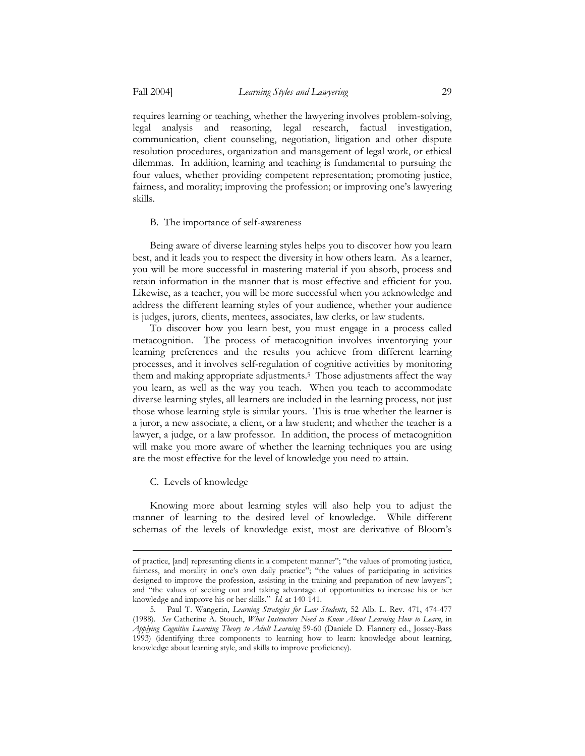requires learning or teaching, whether the lawyering involves problem-solving, legal analysis and reasoning, legal research, factual investigation, communication, client counseling, negotiation, litigation and other dispute resolution procedures, organization and management of legal work, or ethical dilemmas. In addition, learning and teaching is fundamental to pursuing the four values, whether providing competent representation; promoting justice, fairness, and morality; improving the profession; or improving one's lawyering skills.

### B. The importance of self-awareness

Being aware of diverse learning styles helps you to discover how you learn best, and it leads you to respect the diversity in how others learn. As a learner, you will be more successful in mastering material if you absorb, process and retain information in the manner that is most effective and efficient for you. Likewise, as a teacher, you will be more successful when you acknowledge and address the different learning styles of your audience, whether your audience is judges, jurors, clients, mentees, associates, law clerks, or law students.

To discover how you learn best, you must engage in a process called metacognition. The process of metacognition involves inventorying your learning preferences and the results you achieve from different learning processes, and it involves self-regulation of cognitive activities by monitoring them and making appropriate adjustments.[5] Those adjustments affect the way you learn, as well as the way you teach. When you teach to accommodate diverse learning styles, all learners are included in the learning process, not just those whose learning style is similar yours. This is true whether the learner is a juror, a new associate, a client, or a law student; and whether the teacher is a lawyer, a judge, or a law professor. In addition, the process of metacognition will make you more aware of whether the learning techniques you are using are the most effective for the level of knowledge you need to attain.

### C. Levels of knowledge

Knowing more about learning styles will also help you to adjust the manner of learning to the desired level of knowledge. While different schemas of the levels of knowledge exist, most are derivative of Bloom's

---

of practice, [and] representing clients in a competent manner"; "the values of promoting justice, fairness, and morality in one's own daily practice"; "the values of participating in activities designed to improve the profession, assisting in the training and preparation of new lawyers"; and "the values of seeking out and taking advantage of opportunities to increase his or her knowledge and improve his or her skills." *Id.* at 140-141.

5. Paul T. Wangerin, *Learning Strategies for Law Students*, 52 Alb. L. Rev. 471, 474-477 (1988). *See* Catherine A. Stouch, *What Instructors Need to Know About Learning How to Learn*, in *Applying Cognitive Learning Theory to Adult Learning* 59-60 (Daniele D. Flannery ed., Jossey-Bass 1993) (identifying three components to learning how to learn: knowledge about learning, knowledge about learning style, and skills to improve proficiency).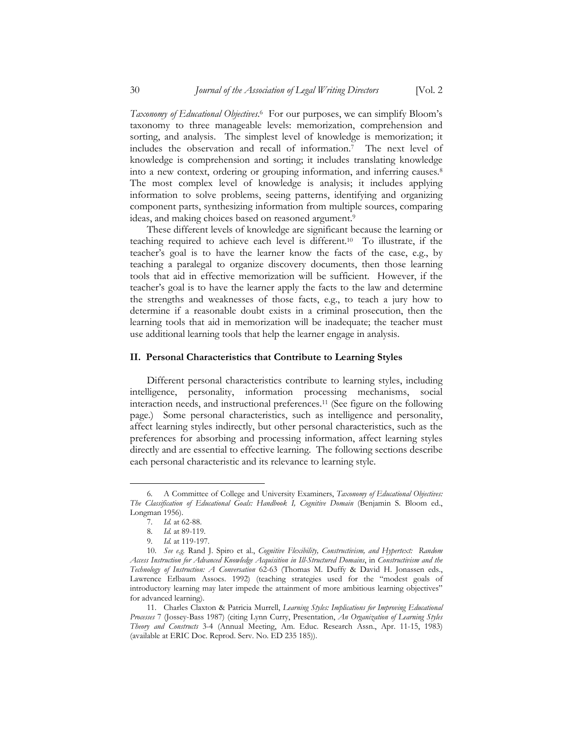*Taxonomy of Educational Objectives*.[6] For our purposes, we can simplify Bloom's taxonomy to three manageable levels: memorization, comprehension and sorting, and analysis. The simplest level of knowledge is memorization; it includes the observation and recall of information.[7] The next level of knowledge is comprehension and sorting; it includes translating knowledge into a new context, ordering or grouping information, and inferring causes.[8] The most complex level of knowledge is analysis; it includes applying information to solve problems, seeing patterns, identifying and organizing component parts, synthesizing information from multiple sources, comparing ideas, and making choices based on reasoned argument.[9]

These different levels of knowledge are significant because the learning or teaching required to achieve each level is different.[10] To illustrate, if the teacher's goal is to have the learner know the facts of the case, e.g., by teaching a paralegal to organize discovery documents, then those learning tools that aid in effective memorization will be sufficient. However, if the teacher's goal is to have the learner apply the facts to the law and determine the strengths and weaknesses of those facts, e.g., to teach a jury how to determine if a reasonable doubt exists in a criminal prosecution, then the learning tools that aid in memorization will be inadequate; the teacher must use additional learning tools that help the learner engage in analysis.

## II. Personal Characteristics that Contribute to Learning Styles

Different personal characteristics contribute to learning styles, including intelligence, personality, information processing mechanisms, social interaction needs, and instructional preferences.[11] (See figure on the following page.) Some personal characteristics, such as intelligence and personality, affect learning styles indirectly, but other personal characteristics, such as the preferences for absorbing and processing information, affect learning styles directly and are essential to effective learning. The following sections describe each personal characteristic and its relevance to learning style.

---

6. A Committee of College and University Examiners, *Taxonomy of Educational Objectives: The Classification of Educational Goals: Handbook I, Cognitive Domain* (Benjamin S. Bloom ed., Longman 1956).

7. *Id.* at 62-88.

8. *Id.* at 89-119.

9. *Id.* at 119-197.

10. *See e.g.* Rand J. Spiro et al., *Cognitive Flexibility, Constructivism, and Hypertext: Random Access Instruction for Advanced Knowledge Acquisition in Ill-Structured Domains*, in *Constructivism and the Technology of Instruction: A Conversation* 62-63 (Thomas M. Duffy & David H. Jonassen eds., Lawrence Erlbaum Assocs. 1992) (teaching strategies used for the "modest goals of introductory learning may later impede the attainment of more ambitious learning objectives" for advanced learning).

11. Charles Claxton & Patricia Murrell, *Learning Styles: Implications for Improving Educational Processes* 7 (Jossey-Bass 1987) (citing Lynn Curry, Presentation, *An Organization of Learning Styles Theory and Constructs* 3-4 (Annual Meeting, Am. Educ. Research Assn., Apr. 11-15, 1983) (available at ERIC Doc. Reprod. Serv. No. ED 235 185)).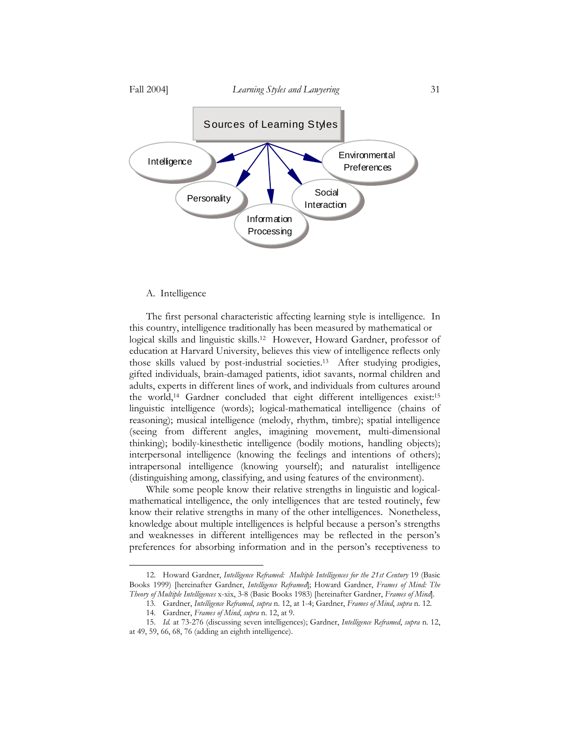Sources of Learning Styles

Intelligence

Personality

Information Processing

Social Interaction

Environmental Preferences

A. Intelligence

The first personal characteristic affecting learning style is intelligence. In this country, intelligence traditionally has been measured by mathematical or logical skills and linguistic skills.[12] However, Howard Gardner, professor of education at Harvard University, believes this view of intelligence reflects only those skills valued by post-industrial societies.[13] After studying prodigies, gifted individuals, brain-damaged patients, idiot savants, normal children and adults, experts in different lines of work, and individuals from cultures around the world,[14] Gardner concluded that eight different intelligences exist:[15] linguistic intelligence (words); logical-mathematical intelligence (chains of reasoning); musical intelligence (melody, rhythm, timbre); spatial intelligence (seeing from different angles, imagining movement, multi-dimensional thinking); bodily-kinesthetic intelligence (bodily motions, handling objects); interpersonal intelligence (knowing the feelings and intentions of others); intrapersonal intelligence (knowing yourself); and naturalist intelligence (distinguishing among, classifying, and using features of the environment).

While some people know their relative strengths in linguistic and logical-mathematical intelligence, the only intelligences that are tested routinely, few know their relative strengths in many of the other intelligences. Nonetheless, knowledge about multiple intelligences is helpful because a person's strengths and weaknesses in different intelligences may be reflected in the person's preferences for absorbing information and in the person's receptiveness to

---

12. Howard Gardner, *Intelligence Reframed: Multiple Intelligences for the 21st Century* 19 (Basic Books 1999) [hereinafter Gardner, *Intelligence Reframed*]; Howard Gardner, *Frames of Mind: The Theory of Multiple Intelligences* x-xix, 3-8 (Basic Books 1983) [hereinafter Gardner, *Frames of Mind*].

13. Gardner, *Intelligence Reframed*, *supra* n. 12, at 1-4; Gardner, *Frames of Mind*, *supra* n. 12.

14. Gardner, *Frames of Mind*, *supra* n. 12, at 9.

15. *Id.* at 73-276 (discussing seven intelligences); Gardner, *Intelligence Reframed*, *supra* n. 12, at 49, 59, 66, 68, 76 (adding an eighth intelligence).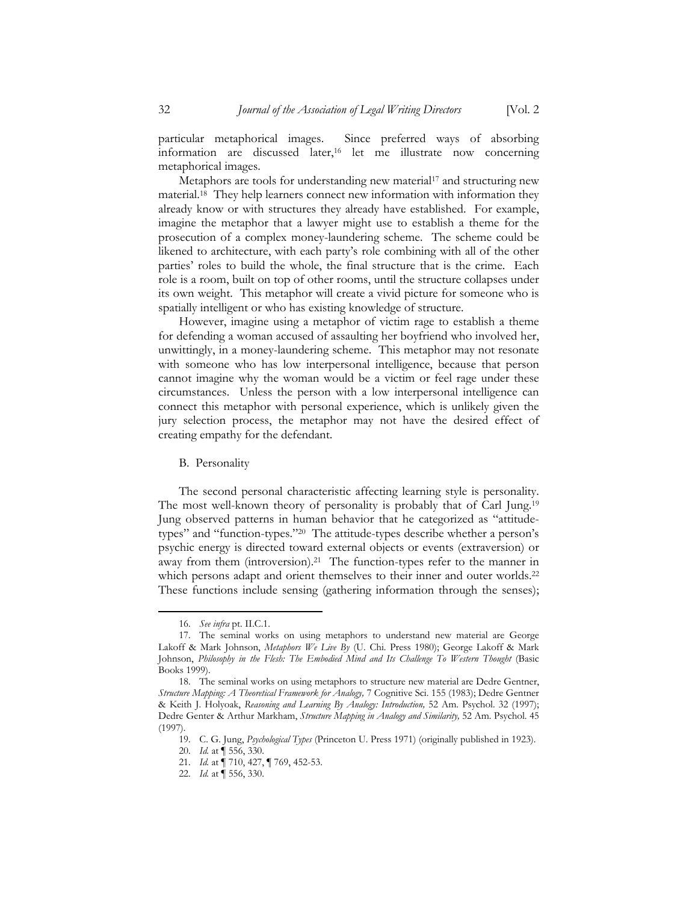particular metaphorical images. Since preferred ways of absorbing information are discussed later,[16] let me illustrate now concerning metaphorical images.

Metaphors are tools for understanding new material[17] and structuring new material.[18] They help learners connect new information with information they already know or with structures they already have established. For example, imagine the metaphor that a lawyer might use to establish a theme for the prosecution of a complex money-laundering scheme. The scheme could be likened to architecture, with each party's role combining with all of the other parties' roles to build the whole, the final structure that is the crime. Each role is a room, built on top of other rooms, until the structure collapses under its own weight. This metaphor will create a vivid picture for someone who is spatially intelligent or who has existing knowledge of structure.

However, imagine using a metaphor of victim rage to establish a theme for defending a woman accused of assaulting her boyfriend who involved her, unwittingly, in a money-laundering scheme. This metaphor may not resonate with someone who has low interpersonal intelligence, because that person cannot imagine why the woman would be a victim or feel rage under these circumstances. Unless the person with a low interpersonal intelligence can connect this metaphor with personal experience, which is unlikely given the jury selection process, the metaphor may not have the desired effect of creating empathy for the defendant.

### B. Personality

The second personal characteristic affecting learning style is personality. The most well-known theory of personality is probably that of Carl Jung.[19] Jung observed patterns in human behavior that he categorized as "attitude-types" and "function-types."[20] The attitude-types describe whether a person's psychic energy is directed toward external objects or events (extraversion) or away from them (introversion).[21] The function-types refer to the manner in which persons adapt and orient themselves to their inner and outer worlds.[22] These functions include sensing (gathering information through the senses);

---

16. *See infra* pt. II.C.1.

17. The seminal works on using metaphors to understand new material are George Lakoff & Mark Johnson, *Metaphors We Live By* (U. Chi. Press 1980); George Lakoff & Mark Johnson, *Philosophy in the Flesh: The Embodied Mind and Its Challenge To Western Thought* (Basic Books 1999).

18. The seminal works on using metaphors to structure new material are Dedre Gentner, *Structure Mapping: A Theoretical Framework for Analogy,* 7 Cognitive Sci. 155 (1983); Dedre Gentner & Keith J. Holyoak, *Reasoning and Learning By Analogy: Introduction,* 52 Am. Psychol. 32 (1997); Dedre Genter & Arthur Markham, *Structure Mapping in Analogy and Similarity,* 52 Am. Psychol. 45 (1997).

19. C. G. Jung, *Psychological Types* (Princeton U. Press 1971) (originally published in 1923).

20. *Id.* at ¶ 556, 330.

21. *Id.* at ¶ 710, 427, ¶ 769, 452-53.

22. *Id.* at ¶ 556, 330.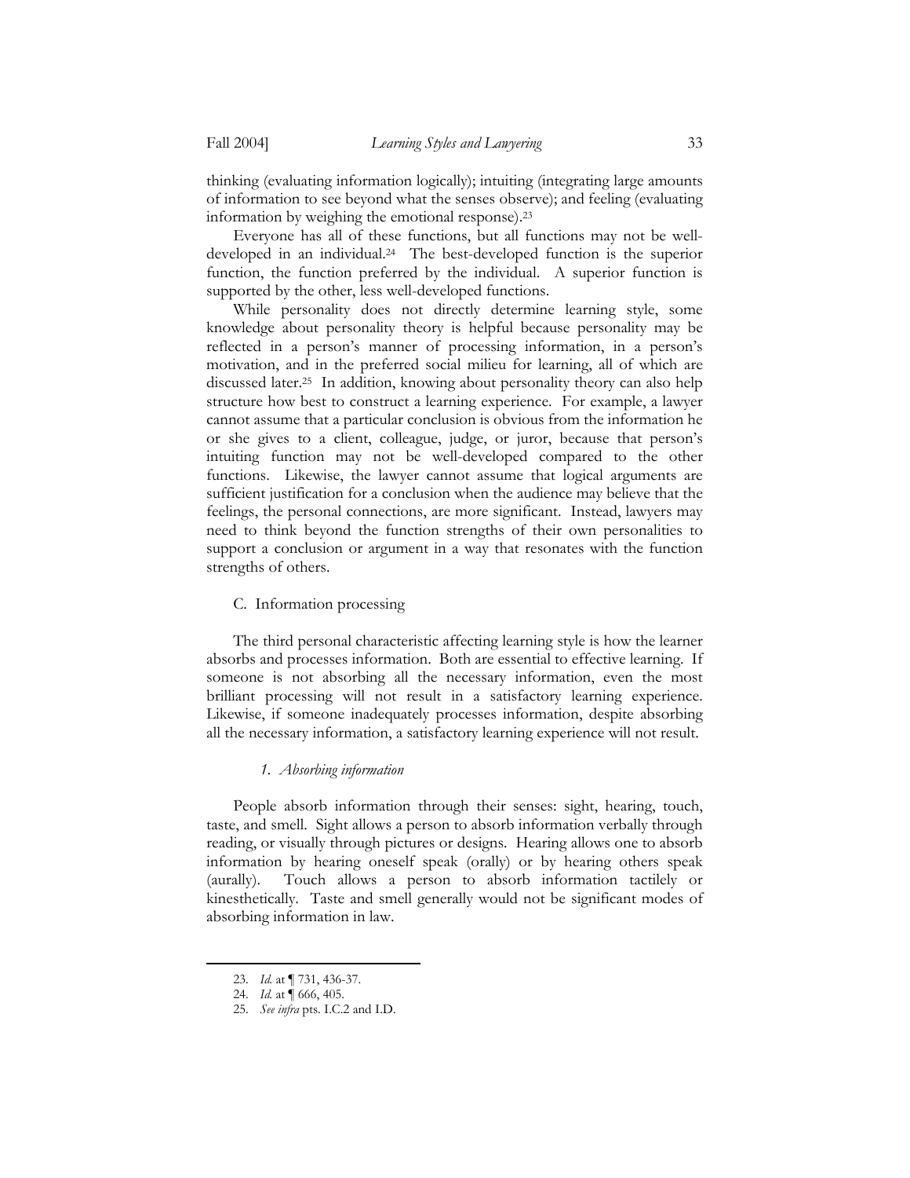thinking (evaluating information logically); intuiting (integrating large amounts of information to see beyond what the senses observe); and feeling (evaluating information by weighing the emotional response).[23]

Everyone has all of these functions, but all functions may not be well-developed in an individual.[24] The best-developed function is the superior function, the function preferred by the individual. A superior function is supported by the other, less well-developed functions.

While personality does not directly determine learning style, some knowledge about personality theory is helpful because personality may be reflected in a person's manner of processing information, in a person's motivation, and in the preferred social milieu for learning, all of which are discussed later.[25] In addition, knowing about personality theory can also help structure how best to construct a learning experience. For example, a lawyer cannot assume that a particular conclusion is obvious from the information he or she gives to a client, colleague, judge, or juror, because that person's intuiting function may not be well-developed compared to the other functions. Likewise, the lawyer cannot assume that logical arguments are sufficient justification for a conclusion when the audience may believe that the feelings, the personal connections, are more significant. Instead, lawyers may need to think beyond the function strengths of their own personalities to support a conclusion or argument in a way that resonates with the function strengths of others.

### C. Information processing

The third personal characteristic affecting learning style is how the learner absorbs and processes information. Both are essential to effective learning. If someone is not absorbing all the necessary information, even the most brilliant processing will not result in a satisfactory learning experience. Likewise, if someone inadequately processes information, despite absorbing all the necessary information, a satisfactory learning experience will not result.

#### *1. Absorbing information*

People absorb information through their senses: sight, hearing, touch, taste, and smell. Sight allows a person to absorb information verbally through reading, or visually through pictures or designs. Hearing allows one to absorb information by hearing oneself speak (orally) or by hearing others speak (aurally). Touch allows a person to absorb information tactilely or kinesthetically. Taste and smell generally would not be significant modes of absorbing information in law.

---

23. *Id.* at ¶ 731, 436-37.

24. *Id.* at ¶ 666, 405.

25. *See infra* pts. I.C.2 and I.D.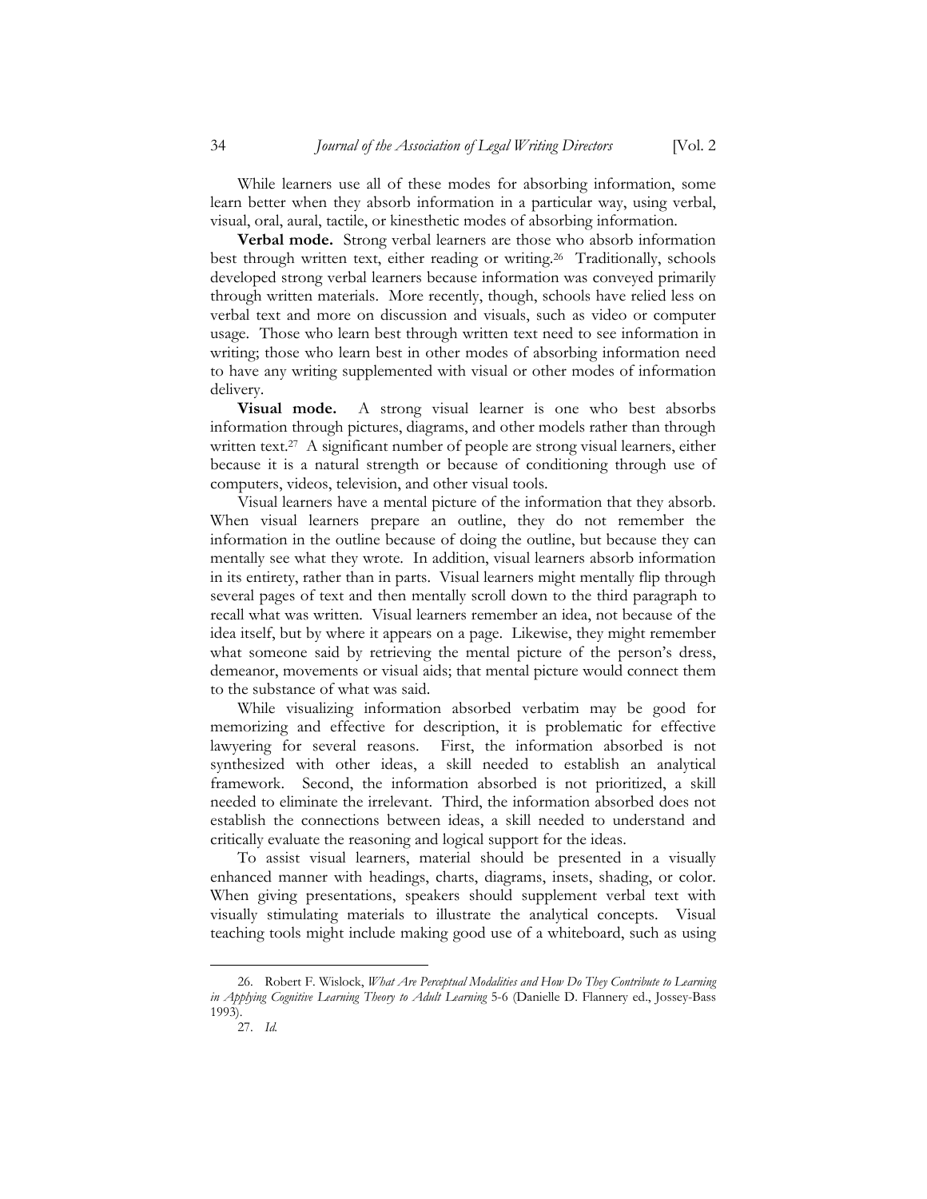While learners use all of these modes for absorbing information, some learn better when they absorb information in a particular way, using verbal, visual, oral, aural, tactile, or kinesthetic modes of absorbing information.

**Verbal mode.** Strong verbal learners are those who absorb information best through written text, either reading or writing.[26] Traditionally, schools developed strong verbal learners because information was conveyed primarily through written materials. More recently, though, schools have relied less on verbal text and more on discussion and visuals, such as video or computer usage. Those who learn best through written text need to see information in writing; those who learn best in other modes of absorbing information need to have any writing supplemented with visual or other modes of information delivery.

**Visual mode.** A strong visual learner is one who best absorbs information through pictures, diagrams, and other models rather than through written text.[27] A significant number of people are strong visual learners, either because it is a natural strength or because of conditioning through use of computers, videos, television, and other visual tools.

Visual learners have a mental picture of the information that they absorb. When visual learners prepare an outline, they do not remember the information in the outline because of doing the outline, but because they can mentally see what they wrote. In addition, visual learners absorb information in its entirety, rather than in parts. Visual learners might mentally flip through several pages of text and then mentally scroll down to the third paragraph to recall what was written. Visual learners remember an idea, not because of the idea itself, but by where it appears on a page. Likewise, they might remember what someone said by retrieving the mental picture of the person's dress, demeanor, movements or visual aids; that mental picture would connect them to the substance of what was said.

While visualizing information absorbed verbatim may be good for memorizing and effective for description, it is problematic for effective lawyering for several reasons. First, the information absorbed is not synthesized with other ideas, a skill needed to establish an analytical framework. Second, the information absorbed is not prioritized, a skill needed to eliminate the irrelevant. Third, the information absorbed does not establish the connections between ideas, a skill needed to understand and critically evaluate the reasoning and logical support for the ideas.

To assist visual learners, material should be presented in a visually enhanced manner with headings, charts, diagrams, insets, shading, or color. When giving presentations, speakers should supplement verbal text with visually stimulating materials to illustrate the analytical concepts. Visual teaching tools might include making good use of a whiteboard, such as using

---

26. Robert F. Wislock, *What Are Perceptual Modalities and How Do They Contribute to Learning in Applying Cognitive Learning Theory to Adult Learning* 5-6 (Danielle D. Flannery ed., Jossey-Bass 1993).

27. *Id.*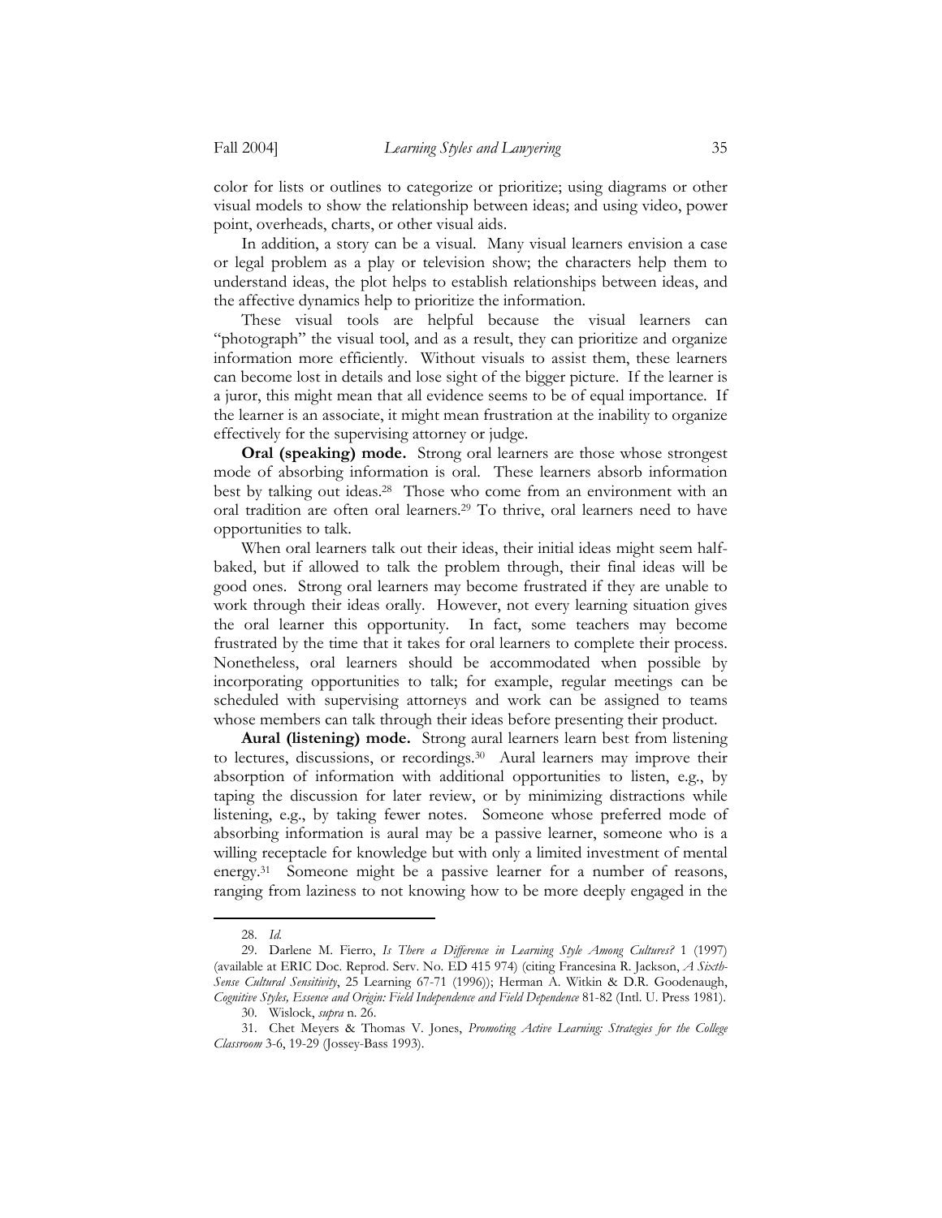color for lists or outlines to categorize or prioritize; using diagrams or other visual models to show the relationship between ideas; and using video, power point, overheads, charts, or other visual aids.

In addition, a story can be a visual. Many visual learners envision a case or legal problem as a play or television show; the characters help them to understand ideas, the plot helps to establish relationships between ideas, and the affective dynamics help to prioritize the information.

These visual tools are helpful because the visual learners can "photograph" the visual tool, and as a result, they can prioritize and organize information more efficiently. Without visuals to assist them, these learners can become lost in details and lose sight of the bigger picture. If the learner is a juror, this might mean that all evidence seems to be of equal importance. If the learner is an associate, it might mean frustration at the inability to organize effectively for the supervising attorney or judge.

**Oral (speaking) mode.** Strong oral learners are those whose strongest mode of absorbing information is oral. These learners absorb information best by talking out ideas.[28] Those who come from an environment with an oral tradition are often oral learners.[29] To thrive, oral learners need to have opportunities to talk.

When oral learners talk out their ideas, their initial ideas might seem half-baked, but if allowed to talk the problem through, their final ideas will be good ones. Strong oral learners may become frustrated if they are unable to work through their ideas orally. However, not every learning situation gives the oral learner this opportunity. In fact, some teachers may become frustrated by the time that it takes for oral learners to complete their process. Nonetheless, oral learners should be accommodated when possible by incorporating opportunities to talk; for example, regular meetings can be scheduled with supervising attorneys and work can be assigned to teams whose members can talk through their ideas before presenting their product.

**Aural (listening) mode.** Strong aural learners learn best from listening to lectures, discussions, or recordings.[30] Aural learners may improve their absorption of information with additional opportunities to listen, e.g., by taping the discussion for later review, or by minimizing distractions while listening, e.g., by taking fewer notes. Someone whose preferred mode of absorbing information is aural may be a passive learner, someone who is a willing receptacle for knowledge but with only a limited investment of mental energy.[31] Someone might be a passive learner for a number of reasons, ranging from laziness to not knowing how to be more deeply engaged in the

---

28. *Id.*

29. Darlene M. Fierro, *Is There a Difference in Learning Style Among Cultures?* 1 (1997) (available at ERIC Doc. Reprod. Serv. No. ED 415 974) (citing Francesina R. Jackson, *A Sixth-Sense Cultural Sensitivity*, 25 Learning 67-71 (1996)); Herman A. Witkin & D.R. Goodenaugh, *Cognitive Styles, Essence and Origin: Field Independence and Field Dependence* 81-82 (Intl. U. Press 1981).

30. Wislock, *supra* n. 26.

31. Chet Meyers & Thomas V. Jones, *Promoting Active Learning: Strategies for the College Classroom* 3-6, 19-29 (Jossey-Bass 1993).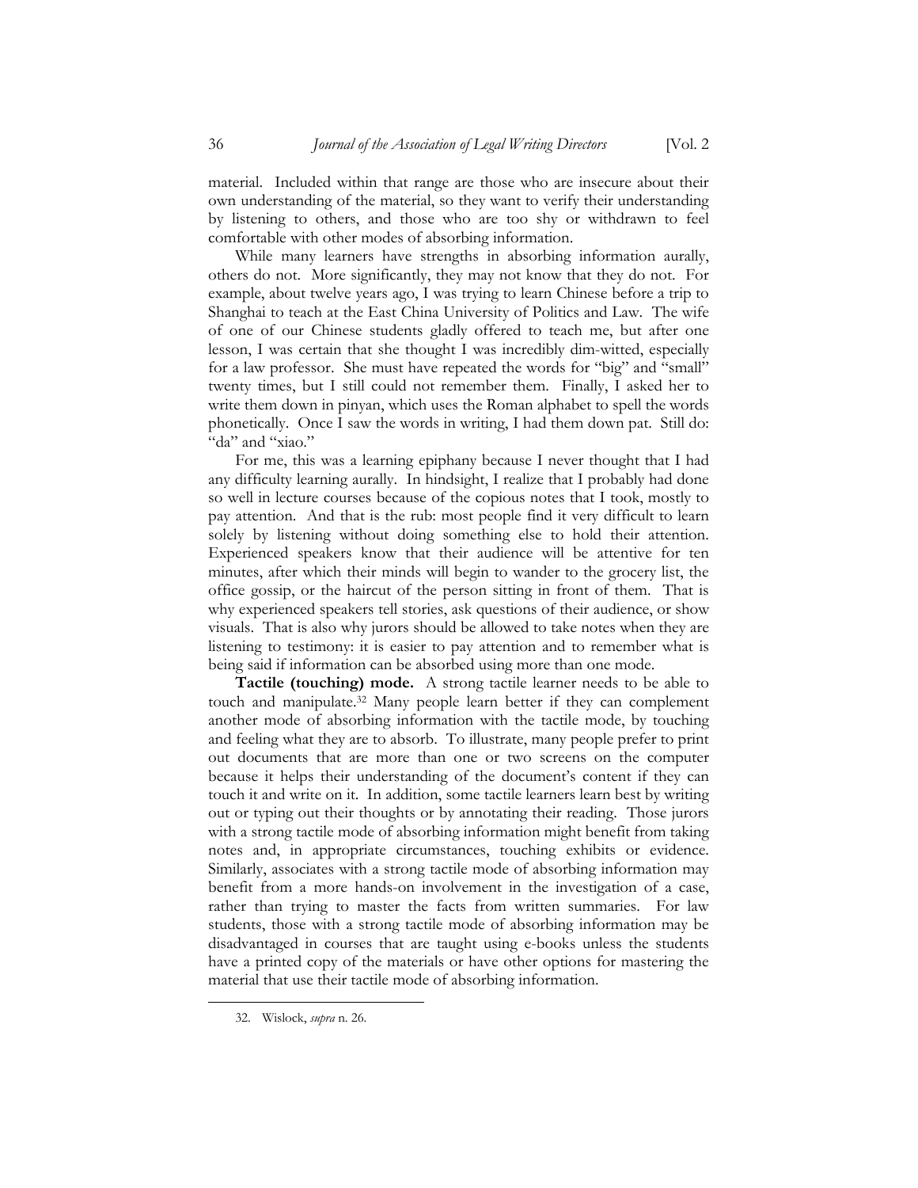material. Included within that range are those who are insecure about their own understanding of the material, so they want to verify their understanding by listening to others, and those who are too shy or withdrawn to feel comfortable with other modes of absorbing information.

While many learners have strengths in absorbing information aurally, others do not. More significantly, they may not know that they do not. For example, about twelve years ago, I was trying to learn Chinese before a trip to Shanghai to teach at the East China University of Politics and Law. The wife of one of our Chinese students gladly offered to teach me, but after one lesson, I was certain that she thought I was incredibly dim-witted, especially for a law professor. She must have repeated the words for "big" and "small" twenty times, but I still could not remember them. Finally, I asked her to write them down in pinyan, which uses the Roman alphabet to spell the words phonetically. Once I saw the words in writing, I had them down pat. Still do: "da" and "xiao."

For me, this was a learning epiphany because I never thought that I had any difficulty learning aurally. In hindsight, I realize that I probably had done so well in lecture courses because of the copious notes that I took, mostly to pay attention. And that is the rub: most people find it very difficult to learn solely by listening without doing something else to hold their attention. Experienced speakers know that their audience will be attentive for ten minutes, after which their minds will begin to wander to the grocery list, the office gossip, or the haircut of the person sitting in front of them. That is why experienced speakers tell stories, ask questions of their audience, or show visuals. That is also why jurors should be allowed to take notes when they are listening to testimony: it is easier to pay attention and to remember what is being said if information can be absorbed using more than one mode.

**Tactile (touching) mode.** A strong tactile learner needs to be able to touch and manipulate.[32] Many people learn better if they can complement another mode of absorbing information with the tactile mode, by touching and feeling what they are to absorb. To illustrate, many people prefer to print out documents that are more than one or two screens on the computer because it helps their understanding of the document's content if they can touch it and write on it. In addition, some tactile learners learn best by writing out or typing out their thoughts or by annotating their reading. Those jurors with a strong tactile mode of absorbing information might benefit from taking notes and, in appropriate circumstances, touching exhibits or evidence. Similarly, associates with a strong tactile mode of absorbing information may benefit from a more hands-on involvement in the investigation of a case, rather than trying to master the facts from written summaries. For law students, those with a strong tactile mode of absorbing information may be disadvantaged in courses that are taught using e-books unless the students have a printed copy of the materials or have other options for mastering the material that use their tactile mode of absorbing information.

---

32. Wislock, *supra* n. 26.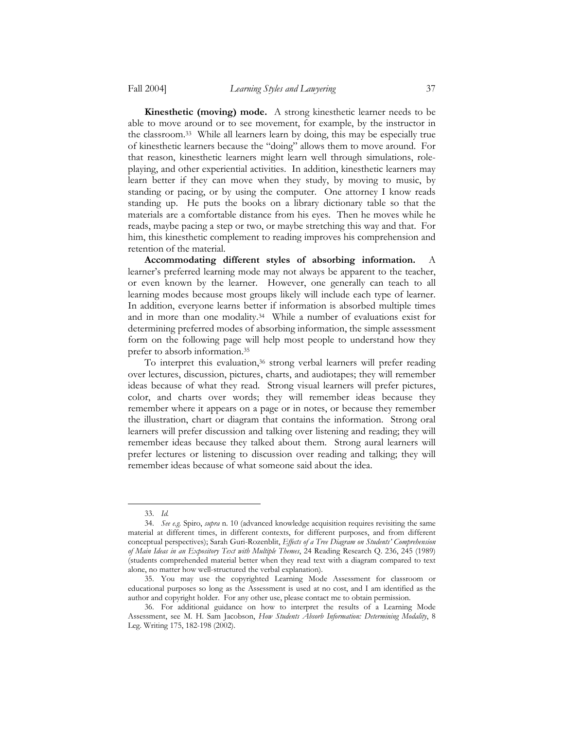**Kinesthetic (moving) mode.** A strong kinesthetic learner needs to be able to move around or to see movement, for example, by the instructor in the classroom.[33] While all learners learn by doing, this may be especially true of kinesthetic learners because the "doing" allows them to move around. For that reason, kinesthetic learners might learn well through simulations, role-playing, and other experiential activities. In addition, kinesthetic learners may learn better if they can move when they study, by moving to music, by standing or pacing, or by using the computer. One attorney I know reads standing up. He puts the books on a library dictionary table so that the materials are a comfortable distance from his eyes. Then he moves while he reads, maybe pacing a step or two, or maybe stretching this way and that. For him, this kinesthetic complement to reading improves his comprehension and retention of the material.

**Accommodating different styles of absorbing information.** A learner's preferred learning mode may not always be apparent to the teacher, or even known by the learner. However, one generally can teach to all learning modes because most groups likely will include each type of learner. In addition, everyone learns better if information is absorbed multiple times and in more than one modality.[34] While a number of evaluations exist for determining preferred modes of absorbing information, the simple assessment form on the following page will help most people to understand how they prefer to absorb information.[35]

To interpret this evaluation,[36] strong verbal learners will prefer reading over lectures, discussion, pictures, charts, and audiotapes; they will remember ideas because of what they read. Strong visual learners will prefer pictures, color, and charts over words; they will remember ideas because they remember where it appears on a page or in notes, or because they remember the illustration, chart or diagram that contains the information. Strong oral learners will prefer discussion and talking over listening and reading; they will remember ideas because they talked about them. Strong aural learners will prefer lectures or listening to discussion over reading and talking; they will remember ideas because of what someone said about the idea.

---

33. *Id.*

34. *See e.g.* Spiro, *supra* n. 10 (advanced knowledge acquisition requires revisiting the same material at different times, in different contexts, for different purposes, and from different conceptual perspectives); Sarah Guri-Rozenblit, *Effects of a Tree Diagram on Students' Comprehension of Main Ideas in an Expository Text with Multiple Themes*, 24 Reading Research Q. 236, 245 (1989) (students comprehended material better when they read text with a diagram compared to text alone, no matter how well-structured the verbal explanation).

35. You may use the copyrighted Learning Mode Assessment for classroom or educational purposes so long as the Assessment is used at no cost, and I am identified as the author and copyright holder. For any other use, please contact me to obtain permission.

36. For additional guidance on how to interpret the results of a Learning Mode Assessment, see M. H. Sam Jacobson, *How Students Absorb Information: Determining Modality*, 8 Leg. Writing 175, 182-198 (2002).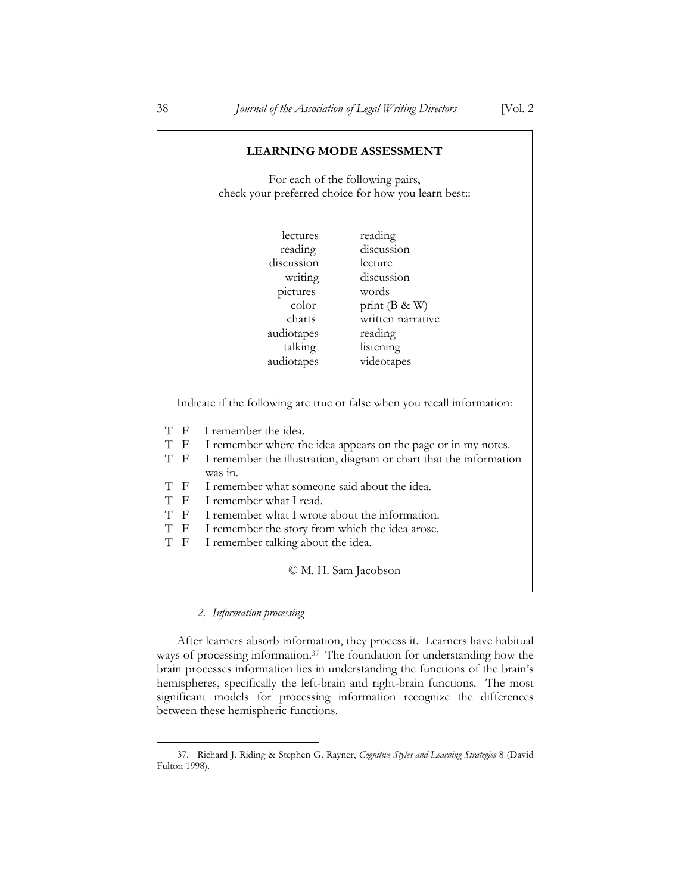**LEARNING MODE ASSESSMENT**

For each of the following pairs, check your preferred choice for how you learn best::

| | |
|---|---|
| lectures | reading |
| reading | discussion |
| discussion | lecture |
| writing | discussion |
| pictures | words |
| color | print (B & W) |
| charts | written narrative |
| audiotapes | reading |
| talking | listening |
| audiotapes | videotapes |

Indicate if the following are true or false when you recall information:

T F I remember the idea.
T F I remember where the idea appears on the page or in my notes.
T F I remember the illustration, diagram or chart that the information was in.
T F I remember what someone said about the idea.
T F I remember what I read.
T F I remember what I wrote about the information.
T F I remember the story from which the idea arose.
T F I remember talking about the idea.

© M. H. Sam Jacobson

### *2. Information processing*

After learners absorb information, they process it. Learners have habitual ways of processing information.[37] The foundation for understanding how the brain processes information lies in understanding the functions of the brain's hemispheres, specifically the left-brain and right-brain functions. The most significant models for processing information recognize the differences between these hemispheric functions.

---

37. Richard J. Riding & Stephen G. Rayner, *Cognitive Styles and Learning Strategies* 8 (David Fulton 1998).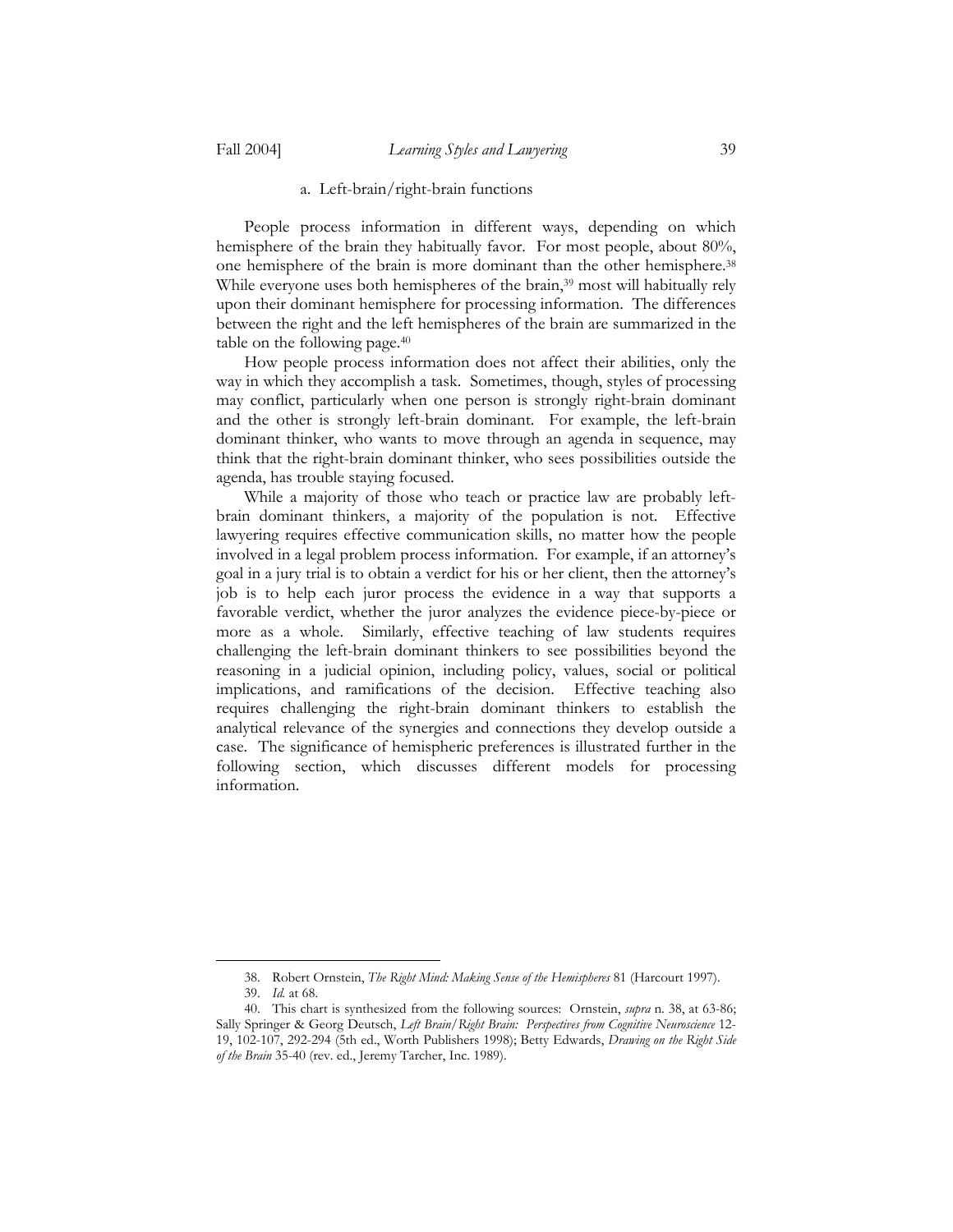### a. Left-brain/right-brain functions

People process information in different ways, depending on which hemisphere of the brain they habitually favor. For most people, about 80%, one hemisphere of the brain is more dominant than the other hemisphere.[38] While everyone uses both hemispheres of the brain,[39] most will habitually rely upon their dominant hemisphere for processing information. The differences between the right and the left hemispheres of the brain are summarized in the table on the following page.[40]

How people process information does not affect their abilities, only the way in which they accomplish a task. Sometimes, though, styles of processing may conflict, particularly when one person is strongly right-brain dominant and the other is strongly left-brain dominant. For example, the left-brain dominant thinker, who wants to move through an agenda in sequence, may think that the right-brain dominant thinker, who sees possibilities outside the agenda, has trouble staying focused.

While a majority of those who teach or practice law are probably left-brain dominant thinkers, a majority of the population is not. Effective lawyering requires effective communication skills, no matter how the people involved in a legal problem process information. For example, if an attorney's goal in a jury trial is to obtain a verdict for his or her client, then the attorney's job is to help each juror process the evidence in a way that supports a favorable verdict, whether the juror analyzes the evidence piece-by-piece or more as a whole. Similarly, effective teaching of law students requires challenging the left-brain dominant thinkers to see possibilities beyond the reasoning in a judicial opinion, including policy, values, social or political implications, and ramifications of the decision. Effective teaching also requires challenging the right-brain dominant thinkers to establish the analytical relevance of the synergies and connections they develop outside a case. The significance of hemispheric preferences is illustrated further in the following section, which discusses different models for processing information.

---

38. Robert Ornstein, *The Right Mind: Making Sense of the Hemispheres* 81 (Harcourt 1997).

39. *Id.* at 68.

40. This chart is synthesized from the following sources: Ornstein, *supra* n. 38, at 63-86; Sally Springer & Georg Deutsch, *Left Brain/Right Brain: Perspectives from Cognitive Neuroscience* 12-19, 102-107, 292-294 (5th ed., Worth Publishers 1998); Betty Edwards, *Drawing on the Right Side of the Brain* 35-40 (rev. ed., Jeremy Tarcher, Inc. 1989).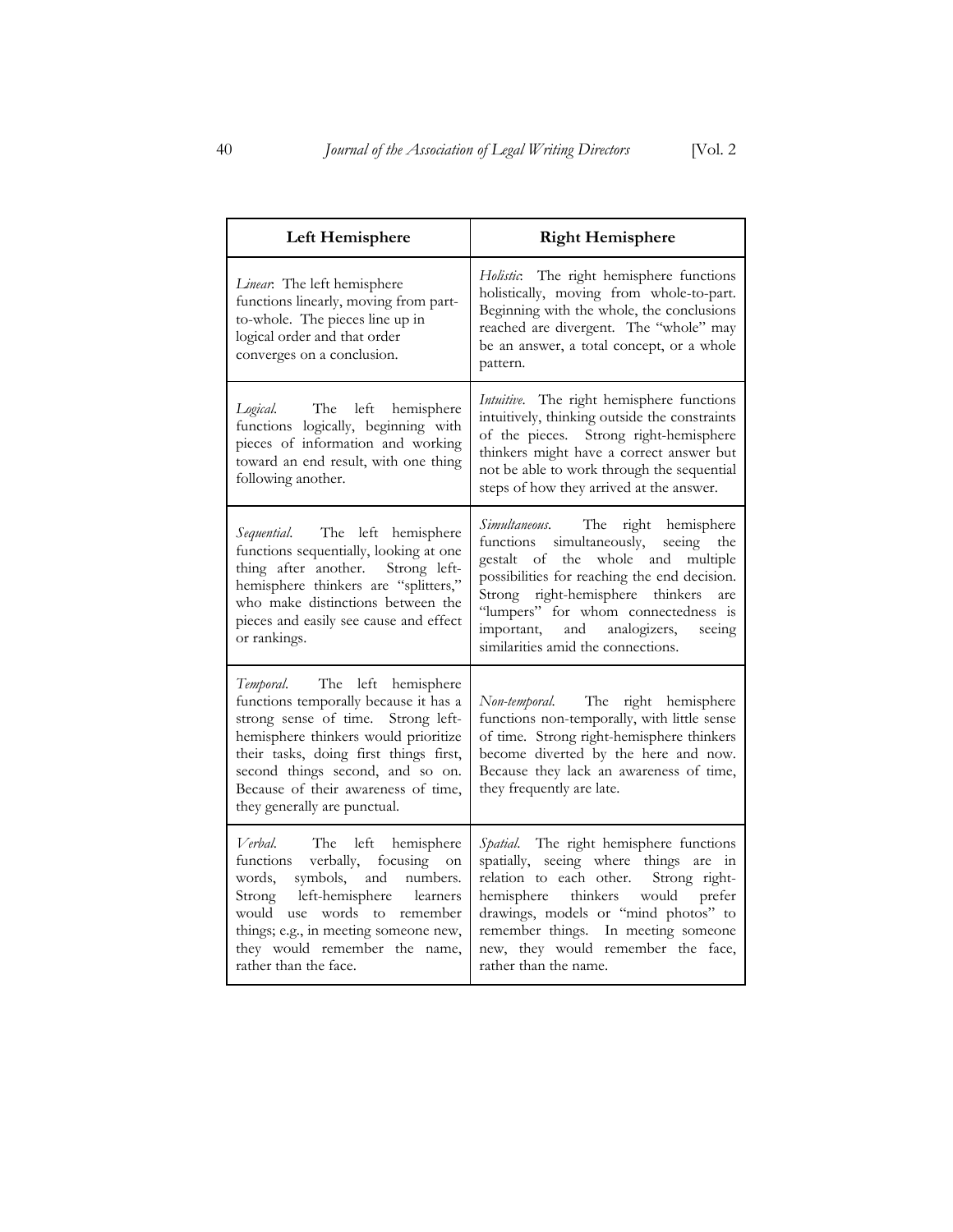| Left Hemisphere | Right Hemisphere |
|---|---|
| *Linear*: The left hemisphere functions linearly, moving from part-to-whole. The pieces line up in logical order and that order converges on a conclusion. | *Holistic*: The right hemisphere functions holistically, moving from whole-to-part. Beginning with the whole, the conclusions reached are divergent. The "whole" may be an answer, a total concept, or a whole pattern. |
| *Logical*. The left hemisphere functions logically, beginning with pieces of information and working toward an end result, with one thing following another. | *Intuitive*. The right hemisphere functions intuitively, thinking outside the constraints of the pieces. Strong right-hemisphere thinkers might have a correct answer but not be able to work through the sequential steps of how they arrived at the answer. |
| *Sequential*. The left hemisphere functions sequentially, looking at one thing after another. Strong left-hemisphere thinkers are "splitters," who make distinctions between the pieces and easily see cause and effect or rankings. | *Simultaneous*. The right hemisphere functions simultaneously, seeing the gestalt of the whole and multiple possibilities for reaching the end decision. Strong right-hemisphere thinkers are "lumpers" for whom connectedness is important, and analogizers, seeing similarities amid the connections. |
| *Temporal*. The left hemisphere functions temporally because it has a strong sense of time. Strong left-hemisphere thinkers would prioritize their tasks, doing first things first, second things second, and so on. Because of their awareness of time, they generally are punctual. | *Non-temporal*. The right hemisphere functions non-temporally, with little sense of time. Strong right-hemisphere thinkers become diverted by the here and now. Because they lack an awareness of time, they frequently are late. |
| *Verbal*. The left hemisphere functions verbally, focusing on words, symbols, and numbers. Strong left-hemisphere learners would use words to remember things; e.g., in meeting someone new, they would remember the name, rather than the face. | *Spatial*. The right hemisphere functions spatially, seeing where things are in relation to each other. Strong right-hemisphere thinkers would prefer drawings, models or "mind photos" to remember things. In meeting someone new, they would remember the face, rather than the name. |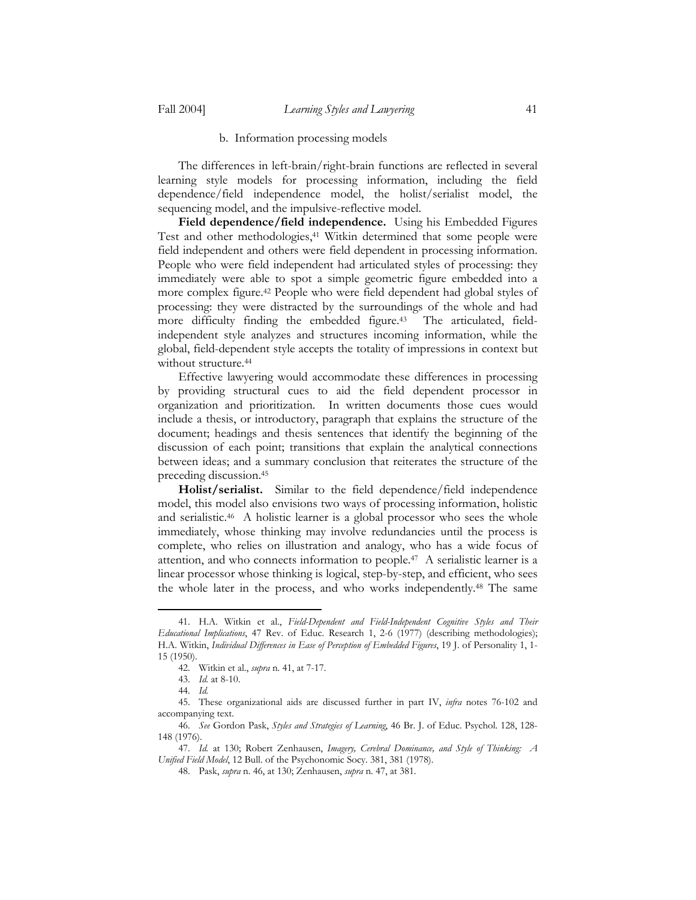#### b. Information processing models

The differences in left-brain/right-brain functions are reflected in several learning style models for processing information, including the field dependence/field independence model, the holist/serialist model, the sequencing model, and the impulsive-reflective model.

**Field dependence/field independence.** Using his Embedded Figures Test and other methodologies,[41] Witkin determined that some people were field independent and others were field dependent in processing information. People who were field independent had articulated styles of processing: they immediately were able to spot a simple geometric figure embedded into a more complex figure.[42] People who were field dependent had global styles of processing: they were distracted by the surroundings of the whole and had more difficulty finding the embedded figure.[43] The articulated, field-independent style analyzes and structures incoming information, while the global, field-dependent style accepts the totality of impressions in context but without structure.[44]

Effective lawyering would accommodate these differences in processing by providing structural cues to aid the field dependent processor in organization and prioritization. In written documents those cues would include a thesis, or introductory, paragraph that explains the structure of the document; headings and thesis sentences that identify the beginning of the discussion of each point; transitions that explain the analytical connections between ideas; and a summary conclusion that reiterates the structure of the preceding discussion.[45]

**Holist/serialist.** Similar to the field dependence/field independence model, this model also envisions two ways of processing information, holistic and serialistic.[46] A holistic learner is a global processor who sees the whole immediately, whose thinking may involve redundancies until the process is complete, who relies on illustration and analogy, who has a wide focus of attention, and who connects information to people.[47] A serialistic learner is a linear processor whose thinking is logical, step-by-step, and efficient, who sees the whole later in the process, and who works independently.[48] The same

---

41. H.A. Witkin et al., *Field-Dependent and Field-Independent Cognitive Styles and Their Educational Implications*, 47 Rev. of Educ. Research 1, 2-6 (1977) (describing methodologies); H.A. Witkin, *Individual Differences in Ease of Perception of Embedded Figures*, 19 J. of Personality 1, 1-15 (1950).

42. Witkin et al., *supra* n. 41, at 7-17.

43. *Id.* at 8-10.

44. *Id.*

45. These organizational aids are discussed further in part IV, *infra* notes 76-102 and accompanying text.

46. *See* Gordon Pask, *Styles and Strategies of Learning*, 46 Br. J. of Educ. Psychol. 128, 128-148 (1976).

47. *Id.* at 130; Robert Zenhausen, *Imagery, Cerebral Dominance, and Style of Thinking: A Unified Field Model*, 12 Bull. of the Psychonomic Socy. 381, 381 (1978).

48. Pask, *supra* n. 46, at 130; Zenhausen, *supra* n. 47, at 381.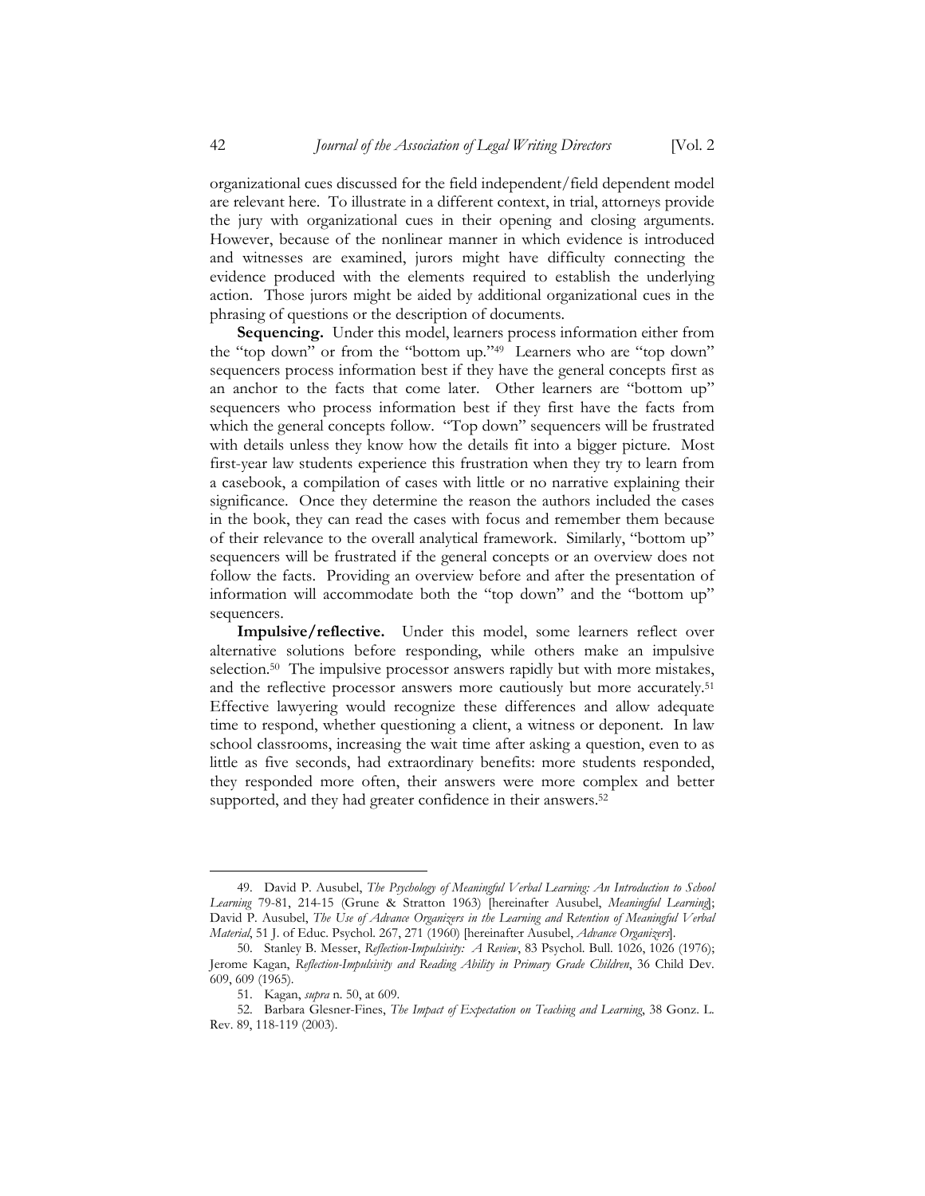organizational cues discussed for the field independent/field dependent model are relevant here. To illustrate in a different context, in trial, attorneys provide the jury with organizational cues in their opening and closing arguments. However, because of the nonlinear manner in which evidence is introduced and witnesses are examined, jurors might have difficulty connecting the evidence produced with the elements required to establish the underlying action. Those jurors might be aided by additional organizational cues in the phrasing of questions or the description of documents.

**Sequencing.** Under this model, learners process information either from the "top down" or from the "bottom up."[49] Learners who are "top down" sequencers process information best if they have the general concepts first as an anchor to the facts that come later. Other learners are "bottom up" sequencers who process information best if they first have the facts from which the general concepts follow. "Top down" sequencers will be frustrated with details unless they know how the details fit into a bigger picture. Most first-year law students experience this frustration when they try to learn from a casebook, a compilation of cases with little or no narrative explaining their significance. Once they determine the reason the authors included the cases in the book, they can read the cases with focus and remember them because of their relevance to the overall analytical framework. Similarly, "bottom up" sequencers will be frustrated if the general concepts or an overview does not follow the facts. Providing an overview before and after the presentation of information will accommodate both the "top down" and the "bottom up" sequencers.

**Impulsive/reflective.** Under this model, some learners reflect over alternative solutions before responding, while others make an impulsive selection.[50] The impulsive processor answers rapidly but with more mistakes, and the reflective processor answers more cautiously but more accurately.[51] Effective lawyering would recognize these differences and allow adequate time to respond, whether questioning a client, a witness or deponent. In law school classrooms, increasing the wait time after asking a question, even to as little as five seconds, had extraordinary benefits: more students responded, they responded more often, their answers were more complex and better supported, and they had greater confidence in their answers.[52]

---

49. David P. Ausubel, *The Psychology of Meaningful Verbal Learning: An Introduction to School Learning* 79-81, 214-15 (Grune & Stratton 1963) [hereinafter Ausubel, *Meaningful Learning*]; David P. Ausubel, *The Use of Advance Organizers in the Learning and Retention of Meaningful Verbal Material*, 51 J. of Educ. Psychol. 267, 271 (1960) [hereinafter Ausubel, *Advance Organizers*].

50. Stanley B. Messer, *Reflection-Impulsivity: A Review*, 83 Psychol. Bull. 1026, 1026 (1976); Jerome Kagan, *Reflection-Impulsivity and Reading Ability in Primary Grade Children*, 36 Child Dev. 609, 609 (1965).

51. Kagan, *supra* n. 50, at 609.

52. Barbara Glesner-Fines, *The Impact of Expectation on Teaching and Learning*, 38 Gonz. L. Rev. 89, 118-119 (2003).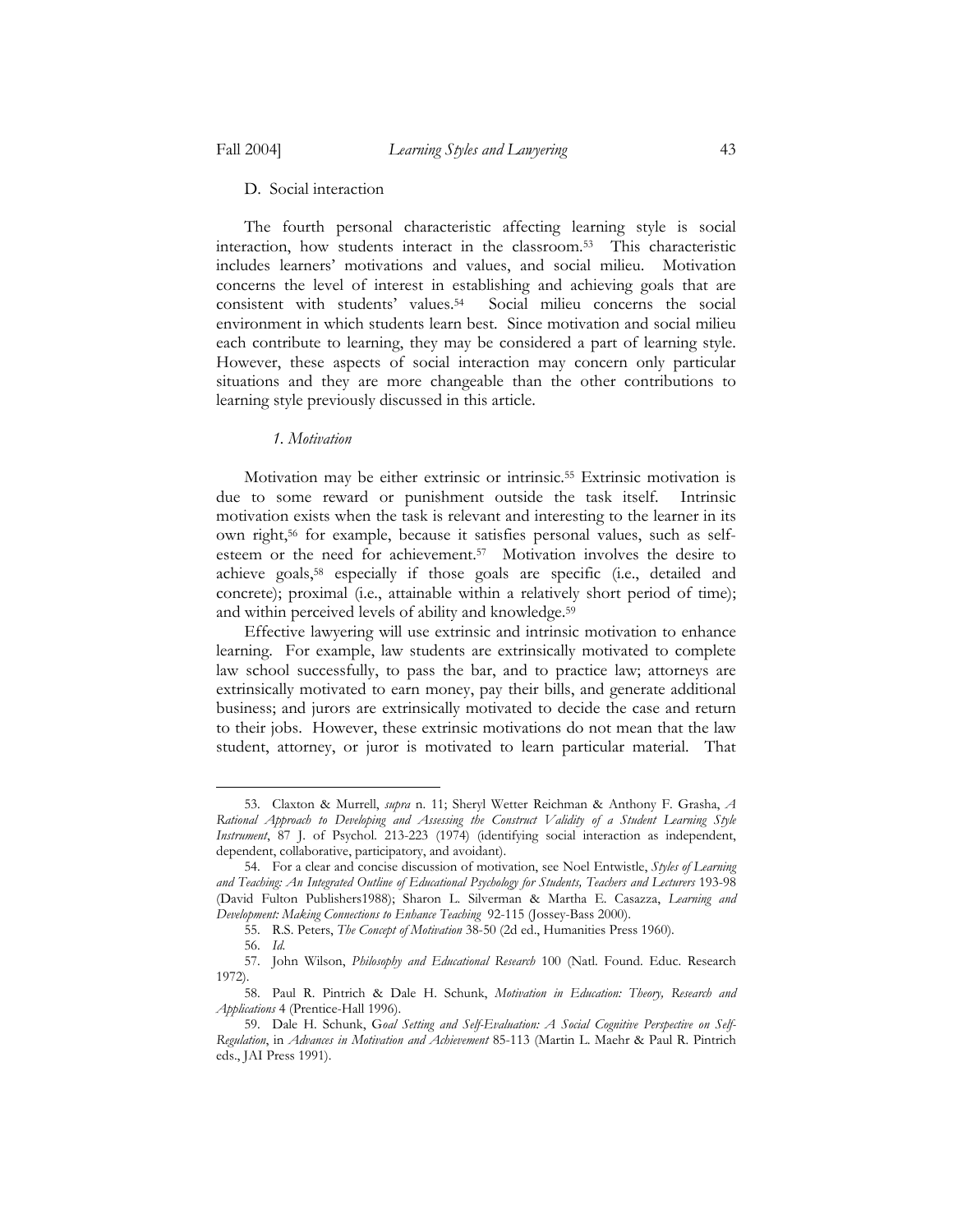### D. Social interaction

The fourth personal characteristic affecting learning style is social interaction, how students interact in the classroom.[53] This characteristic includes learners' motivations and values, and social milieu. Motivation concerns the level of interest in establishing and achieving goals that are consistent with students' values.[54] Social milieu concerns the social environment in which students learn best. Since motivation and social milieu each contribute to learning, they may be considered a part of learning style. However, these aspects of social interaction may concern only particular situations and they are more changeable than the other contributions to learning style previously discussed in this article.

#### *1. Motivation*

Motivation may be either extrinsic or intrinsic.[55] Extrinsic motivation is due to some reward or punishment outside the task itself. Intrinsic motivation exists when the task is relevant and interesting to the learner in its own right,[56] for example, because it satisfies personal values, such as self-esteem or the need for achievement.[57] Motivation involves the desire to achieve goals,[58] especially if those goals are specific (i.e., detailed and concrete); proximal (i.e., attainable within a relatively short period of time); and within perceived levels of ability and knowledge.[59]

Effective lawyering will use extrinsic and intrinsic motivation to enhance learning. For example, law students are extrinsically motivated to complete law school successfully, to pass the bar, and to practice law; attorneys are extrinsically motivated to earn money, pay their bills, and generate additional business; and jurors are extrinsically motivated to decide the case and return to their jobs. However, these extrinsic motivations do not mean that the law student, attorney, or juror is motivated to learn particular material. That

---

53. Claxton & Murrell, *supra* n. 11; Sheryl Wetter Reichman & Anthony F. Grasha, *A Rational Approach to Developing and Assessing the Construct Validity of a Student Learning Style Instrument*, 87 J. of Psychol. 213-223 (1974) (identifying social interaction as independent, dependent, collaborative, participatory, and avoidant).

54. For a clear and concise discussion of motivation, see Noel Entwistle, *Styles of Learning and Teaching: An Integrated Outline of Educational Psychology for Students, Teachers and Lecturers* 193-98 (David Fulton Publishers1988); Sharon L. Silverman & Martha E. Casazza, *Learning and Development: Making Connections to Enhance Teaching* 92-115 (Jossey-Bass 2000).

55. R.S. Peters, *The Concept of Motivation* 38-50 (2d ed., Humanities Press 1960).

56. *Id.*

57. John Wilson, *Philosophy and Educational Research* 100 (Natl. Found. Educ. Research 1972).

58. Paul R. Pintrich & Dale H. Schunk, *Motivation in Education: Theory, Research and Applications* 4 (Prentice-Hall 1996).

59. Dale H. Schunk, G*oal Setting and Self-Evaluation: A Social Cognitive Perspective on Self-Regulation*, in *Advances in Motivation and Achievement* 85-113 (Martin L. Maehr & Paul R. Pintrich eds., JAI Press 1991).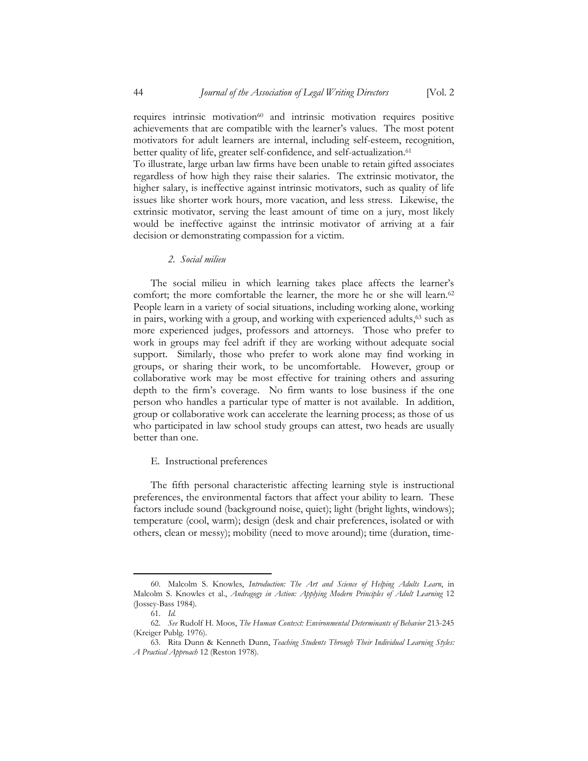requires intrinsic motivation[60] and intrinsic motivation requires positive achievements that are compatible with the learner's values. The most potent motivators for adult learners are internal, including self-esteem, recognition, better quality of life, greater self-confidence, and self-actualization.[61]

To illustrate, large urban law firms have been unable to retain gifted associates regardless of how high they raise their salaries. The extrinsic motivator, the higher salary, is ineffective against intrinsic motivators, such as quality of life issues like shorter work hours, more vacation, and less stress. Likewise, the extrinsic motivator, serving the least amount of time on a jury, most likely would be ineffective against the intrinsic motivator of arriving at a fair decision or demonstrating compassion for a victim.

#### *2. Social milieu*

The social milieu in which learning takes place affects the learner's comfort; the more comfortable the learner, the more he or she will learn.[62] People learn in a variety of social situations, including working alone, working in pairs, working with a group, and working with experienced adults,[63] such as more experienced judges, professors and attorneys. Those who prefer to work in groups may feel adrift if they are working without adequate social support. Similarly, those who prefer to work alone may find working in groups, or sharing their work, to be uncomfortable. However, group or collaborative work may be most effective for training others and assuring depth to the firm's coverage. No firm wants to lose business if the one person who handles a particular type of matter is not available. In addition, group or collaborative work can accelerate the learning process; as those of us who participated in law school study groups can attest, two heads are usually better than one.

### E. Instructional preferences

The fifth personal characteristic affecting learning style is instructional preferences, the environmental factors that affect your ability to learn. These factors include sound (background noise, quiet); light (bright lights, windows); temperature (cool, warm); design (desk and chair preferences, isolated or with others, clean or messy); mobility (need to move around); time (duration, time-

---

60. Malcolm S. Knowles, *Introduction: The Art and Science of Helping Adults Learn*, in Malcolm S. Knowles et al., *Andragogy in Action: Applying Modern Principles of Adult Learning* 12 (Jossey-Bass 1984).

61. *Id.*

62. *See* Rudolf H. Moos, *The Human Context: Environmental Determinants of Behavior* 213-245 (Kreiger Publg. 1976).

63. Rita Dunn & Kenneth Dunn, *Teaching Students Through Their Individual Learning Styles: A Practical Approach* 12 (Reston 1978).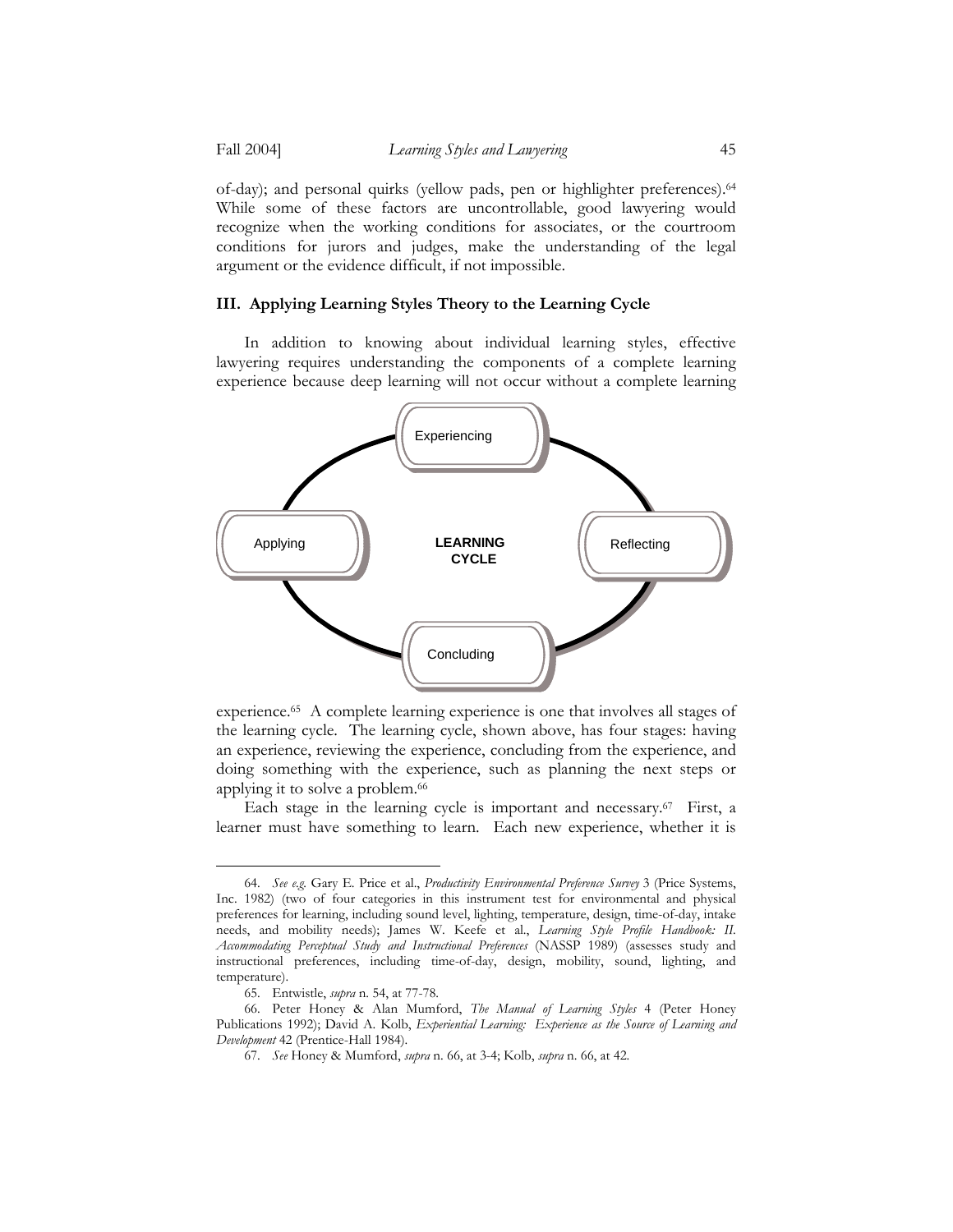of-day); and personal quirks (yellow pads, pen or highlighter preferences).[64] While some of these factors are uncontrollable, good lawyering would recognize when the working conditions for associates, or the courtroom conditions for jurors and judges, make the understanding of the legal argument or the evidence difficult, if not impossible.

### III. Applying Learning Styles Theory to the Learning Cycle

In addition to knowing about individual learning styles, effective lawyering requires understanding the components of a complete learning experience because deep learning will not occur without a complete learning experience.[65] A complete learning experience is one that involves all stages of the learning cycle. The learning cycle, shown above, has four stages: having an experience, reviewing the experience, concluding from the experience, and doing something with the experience, such as planning the next steps or applying it to solve a problem.[66]

Each stage in the learning cycle is important and necessary.[67] First, a learner must have something to learn. Each new experience, whether it is

---

64. *See e.g.* Gary E. Price et al., *Productivity Environmental Preference Survey* 3 (Price Systems, Inc. 1982) (two of four categories in this instrument test for environmental and physical preferences for learning, including sound level, lighting, temperature, design, time-of-day, intake needs, and mobility needs); James W. Keefe et al., *Learning Style Profile Handbook: II. Accommodating Perceptual Study and Instructional Preferences* (NASSP 1989) (assesses study and instructional preferences, including time-of-day, design, mobility, sound, lighting, and temperature).

65. Entwistle, *supra* n. 54, at 77-78.

66. Peter Honey & Alan Mumford, *The Manual of Learning Styles* 4 (Peter Honey Publications 1992); David A. Kolb, *Experiential Learning: Experience as the Source of Learning and Development* 42 (Prentice-Hall 1984).

67. *See* Honey & Mumford, *supra* n. 66, at 3-4; Kolb, *supra* n. 66, at 42.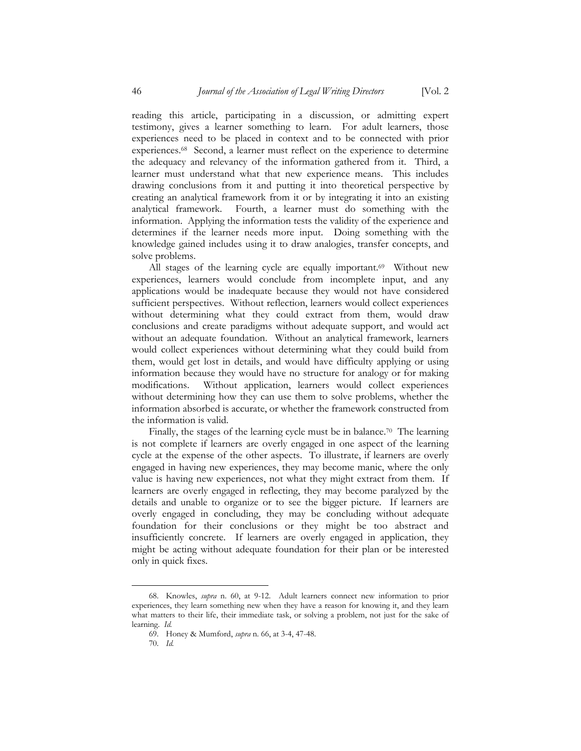reading this article, participating in a discussion, or admitting expert testimony, gives a learner something to learn. For adult learners, those experiences need to be placed in context and to be connected with prior experiences.[68] Second, a learner must reflect on the experience to determine the adequacy and relevancy of the information gathered from it. Third, a learner must understand what that new experience means. This includes drawing conclusions from it and putting it into theoretical perspective by creating an analytical framework from it or by integrating it into an existing analytical framework. Fourth, a learner must do something with the information. Applying the information tests the validity of the experience and determines if the learner needs more input. Doing something with the knowledge gained includes using it to draw analogies, transfer concepts, and solve problems.

All stages of the learning cycle are equally important.[69] Without new experiences, learners would conclude from incomplete input, and any applications would be inadequate because they would not have considered sufficient perspectives. Without reflection, learners would collect experiences without determining what they could extract from them, would draw conclusions and create paradigms without adequate support, and would act without an adequate foundation. Without an analytical framework, learners would collect experiences without determining what they could build from them, would get lost in details, and would have difficulty applying or using information because they would have no structure for analogy or for making modifications. Without application, learners would collect experiences without determining how they can use them to solve problems, whether the information absorbed is accurate, or whether the framework constructed from the information is valid.

Finally, the stages of the learning cycle must be in balance.[70] The learning is not complete if learners are overly engaged in one aspect of the learning cycle at the expense of the other aspects. To illustrate, if learners are overly engaged in having new experiences, they may become manic, where the only value is having new experiences, not what they might extract from them. If learners are overly engaged in reflecting, they may become paralyzed by the details and unable to organize or to see the bigger picture. If learners are overly engaged in concluding, they may be concluding without adequate foundation for their conclusions or they might be too abstract and insufficiently concrete. If learners are overly engaged in application, they might be acting without adequate foundation for their plan or be interested only in quick fixes.

---

68. Knowles, *supra* n. 60, at 9-12. Adult learners connect new information to prior experiences, they learn something new when they have a reason for knowing it, and they learn what matters to their life, their immediate task, or solving a problem, not just for the sake of learning. *Id.*

69. Honey & Mumford, *supra* n. 66, at 3-4, 47-48.

70. *Id.*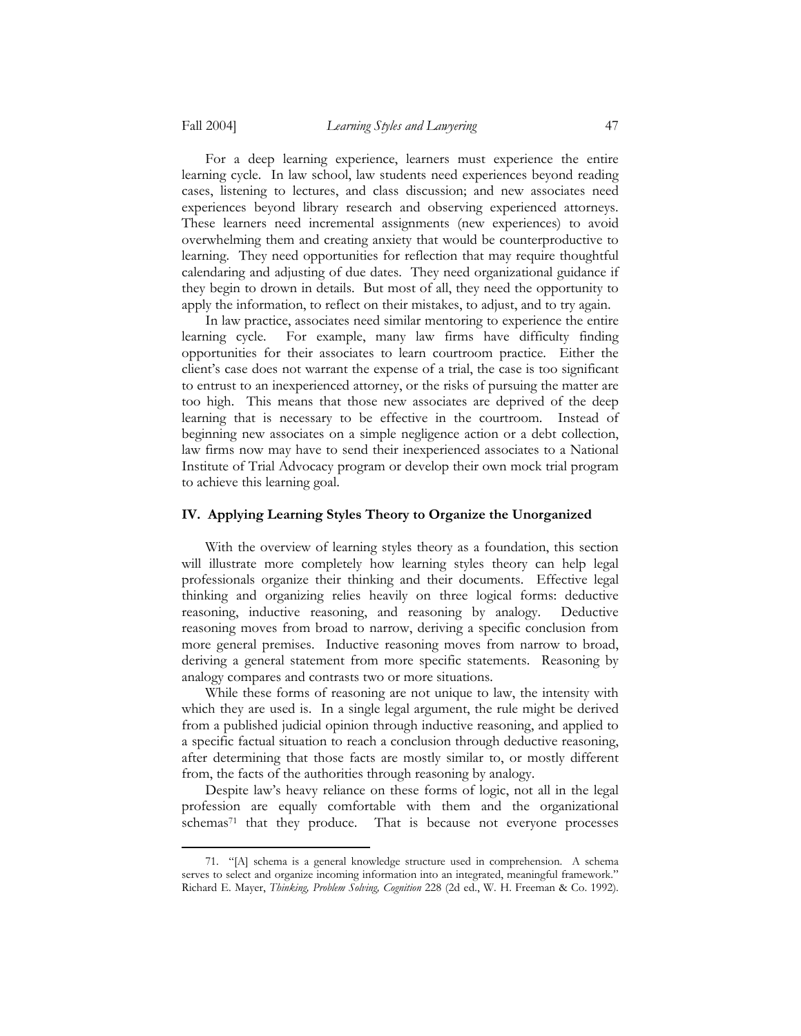For a deep learning experience, learners must experience the entire learning cycle. In law school, law students need experiences beyond reading cases, listening to lectures, and class discussion; and new associates need experiences beyond library research and observing experienced attorneys. These learners need incremental assignments (new experiences) to avoid overwhelming them and creating anxiety that would be counterproductive to learning. They need opportunities for reflection that may require thoughtful calendaring and adjusting of due dates. They need organizational guidance if they begin to drown in details. But most of all, they need the opportunity to apply the information, to reflect on their mistakes, to adjust, and to try again.

In law practice, associates need similar mentoring to experience the entire learning cycle. For example, many law firms have difficulty finding opportunities for their associates to learn courtroom practice. Either the client's case does not warrant the expense of a trial, the case is too significant to entrust to an inexperienced attorney, or the risks of pursuing the matter are too high. This means that those new associates are deprived of the deep learning that is necessary to be effective in the courtroom. Instead of beginning new associates on a simple negligence action or a debt collection, law firms now may have to send their inexperienced associates to a National Institute of Trial Advocacy program or develop their own mock trial program to achieve this learning goal.

## IV. Applying Learning Styles Theory to Organize the Unorganized

With the overview of learning styles theory as a foundation, this section will illustrate more completely how learning styles theory can help legal professionals organize their thinking and their documents. Effective legal thinking and organizing relies heavily on three logical forms: deductive reasoning, inductive reasoning, and reasoning by analogy. Deductive reasoning moves from broad to narrow, deriving a specific conclusion from more general premises. Inductive reasoning moves from narrow to broad, deriving a general statement from more specific statements. Reasoning by analogy compares and contrasts two or more situations.

While these forms of reasoning are not unique to law, the intensity with which they are used is. In a single legal argument, the rule might be derived from a published judicial opinion through inductive reasoning, and applied to a specific factual situation to reach a conclusion through deductive reasoning, after determining that those facts are mostly similar to, or mostly different from, the facts of the authorities through reasoning by analogy.

Despite law's heavy reliance on these forms of logic, not all in the legal profession are equally comfortable with them and the organizational schemas[71] that they produce. That is because not everyone processes

---

71. "[A] schema is a general knowledge structure used in comprehension. A schema serves to select and organize incoming information into an integrated, meaningful framework." Richard E. Mayer, *Thinking, Problem Solving, Cognition* 228 (2d ed., W. H. Freeman & Co. 1992).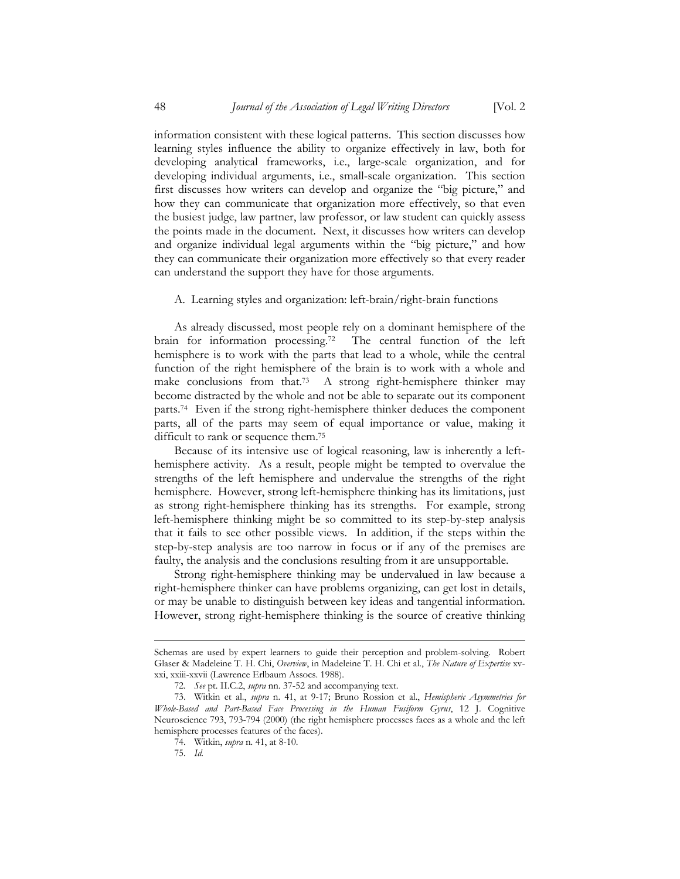information consistent with these logical patterns. This section discusses how learning styles influence the ability to organize effectively in law, both for developing analytical frameworks, i.e., large-scale organization, and for developing individual arguments, i.e., small-scale organization. This section first discusses how writers can develop and organize the "big picture," and how they can communicate that organization more effectively, so that even the busiest judge, law partner, law professor, or law student can quickly assess the points made in the document. Next, it discusses how writers can develop and organize individual legal arguments within the "big picture," and how they can communicate their organization more effectively so that every reader can understand the support they have for those arguments.

### A. Learning styles and organization: left-brain/right-brain functions

As already discussed, most people rely on a dominant hemisphere of the brain for information processing.[72] The central function of the left hemisphere is to work with the parts that lead to a whole, while the central function of the right hemisphere of the brain is to work with a whole and make conclusions from that.[73] A strong right-hemisphere thinker may become distracted by the whole and not be able to separate out its component parts.[74] Even if the strong right-hemisphere thinker deduces the component parts, all of the parts may seem of equal importance or value, making it difficult to rank or sequence them.[75]

Because of its intensive use of logical reasoning, law is inherently a left-hemisphere activity. As a result, people might be tempted to overvalue the strengths of the left hemisphere and undervalue the strengths of the right hemisphere. However, strong left-hemisphere thinking has its limitations, just as strong right-hemisphere thinking has its strengths. For example, strong left-hemisphere thinking might be so committed to its step-by-step analysis that it fails to see other possible views. In addition, if the steps within the step-by-step analysis are too narrow in focus or if any of the premises are faulty, the analysis and the conclusions resulting from it are unsupportable.

Strong right-hemisphere thinking may be undervalued in law because a right-hemisphere thinker can have problems organizing, can get lost in details, or may be unable to distinguish between key ideas and tangential information. However, strong right-hemisphere thinking is the source of creative thinking

---

Schemas are used by expert learners to guide their perception and problem-solving. Robert Glaser & Madeleine T. H. Chi, *Overview*, in Madeleine T. H. Chi et al., *The Nature of Expertise* xv-xxi, xxiii-xxvii (Lawrence Erlbaum Assocs. 1988).

72. *See* pt. II.C.2, *supra* nn. 37-52 and accompanying text.

73. Witkin et al., *supra* n. 41, at 9-17; Bruno Rossion et al., *Hemispheric Asymmetries for Whole-Based and Part-Based Face Processing in the Human Fusiform Gyrus*, 12 J. Cognitive Neuroscience 793, 793-794 (2000) (the right hemisphere processes faces as a whole and the left hemisphere processes features of the faces).

74. Witkin, *supra* n. 41, at 8-10.

75. *Id.*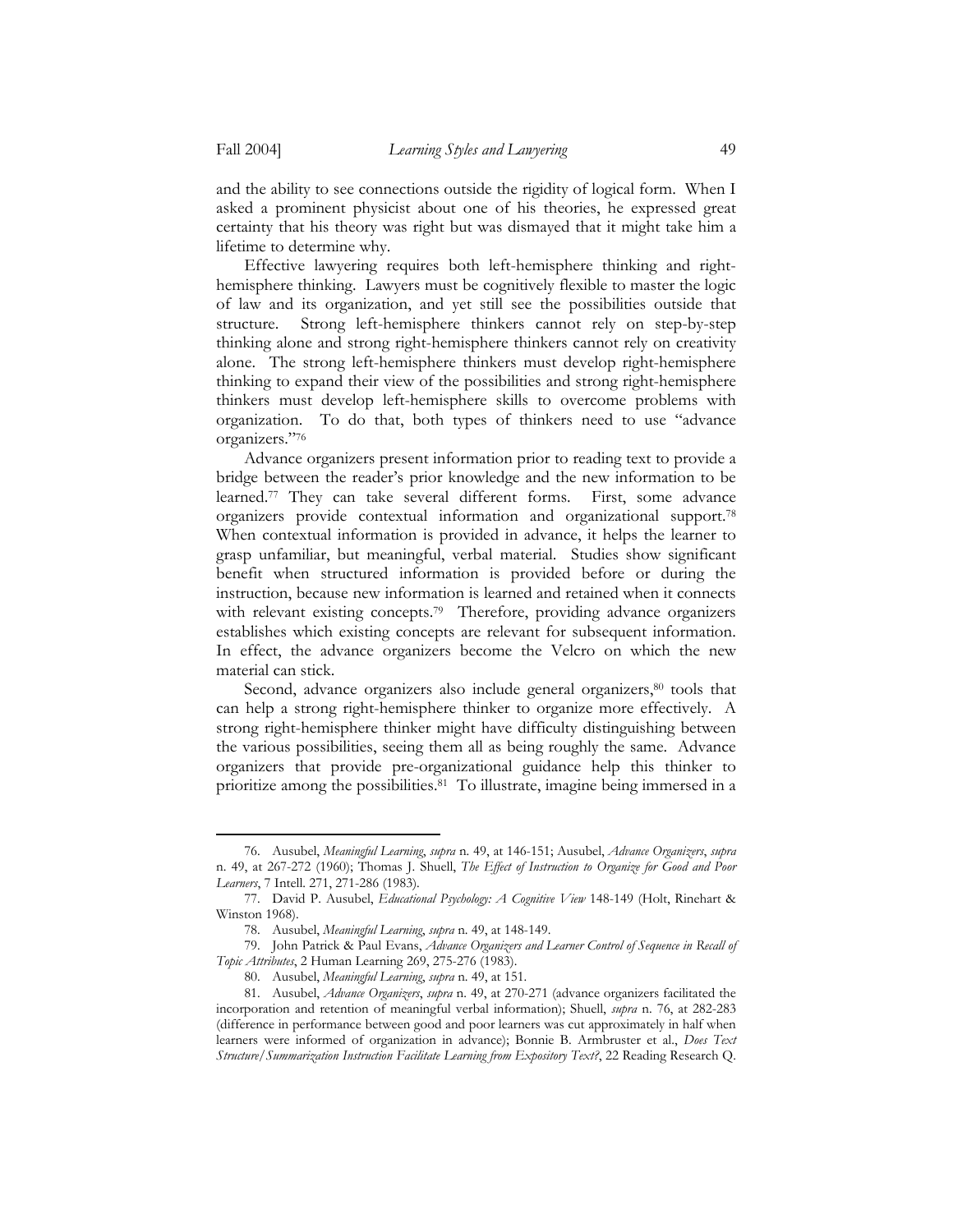and the ability to see connections outside the rigidity of logical form. When I asked a prominent physicist about one of his theories, he expressed great certainty that his theory was right but was dismayed that it might take him a lifetime to determine why.

Effective lawyering requires both left-hemisphere thinking and right-hemisphere thinking. Lawyers must be cognitively flexible to master the logic of law and its organization, and yet still see the possibilities outside that structure. Strong left-hemisphere thinkers cannot rely on step-by-step thinking alone and strong right-hemisphere thinkers cannot rely on creativity alone. The strong left-hemisphere thinkers must develop right-hemisphere thinking to expand their view of the possibilities and strong right-hemisphere thinkers must develop left-hemisphere skills to overcome problems with organization. To do that, both types of thinkers need to use "advance organizers."[76]

Advance organizers present information prior to reading text to provide a bridge between the reader's prior knowledge and the new information to be learned.[77] They can take several different forms. First, some advance organizers provide contextual information and organizational support.[78] When contextual information is provided in advance, it helps the learner to grasp unfamiliar, but meaningful, verbal material. Studies show significant benefit when structured information is provided before or during the instruction, because new information is learned and retained when it connects with relevant existing concepts.[79] Therefore, providing advance organizers establishes which existing concepts are relevant for subsequent information. In effect, the advance organizers become the Velcro on which the new material can stick.

Second, advance organizers also include general organizers,[80] tools that can help a strong right-hemisphere thinker to organize more effectively. A strong right-hemisphere thinker might have difficulty distinguishing between the various possibilities, seeing them all as being roughly the same. Advance organizers that provide pre-organizational guidance help this thinker to prioritize among the possibilities.[81] To illustrate, imagine being immersed in a

---

76. Ausubel, *Meaningful Learning*, *supra* n. 49, at 146-151; Ausubel, *Advance Organizers*, *supra* n. 49, at 267-272 (1960); Thomas J. Shuell, *The Effect of Instruction to Organize for Good and Poor Learners*, 7 Intell. 271, 271-286 (1983).

77. David P. Ausubel, *Educational Psychology: A Cognitive View* 148-149 (Holt, Rinehart & Winston 1968).

78. Ausubel, *Meaningful Learning*, *supra* n. 49, at 148-149.

79. John Patrick & Paul Evans, *Advance Organizers and Learner Control of Sequence in Recall of Topic Attributes*, 2 Human Learning 269, 275-276 (1983).

80. Ausubel, *Meaningful Learning*, *supra* n. 49, at 151.

81. Ausubel, *Advance Organizers*, *supra* n. 49, at 270-271 (advance organizers facilitated the incorporation and retention of meaningful verbal information); Shuell, *supra* n. 76, at 282-283 (difference in performance between good and poor learners was cut approximately in half when learners were informed of organization in advance); Bonnie B. Armbruster et al., *Does Text Structure/Summarization Instruction Facilitate Learning from Expository Text?*, 22 Reading Research Q.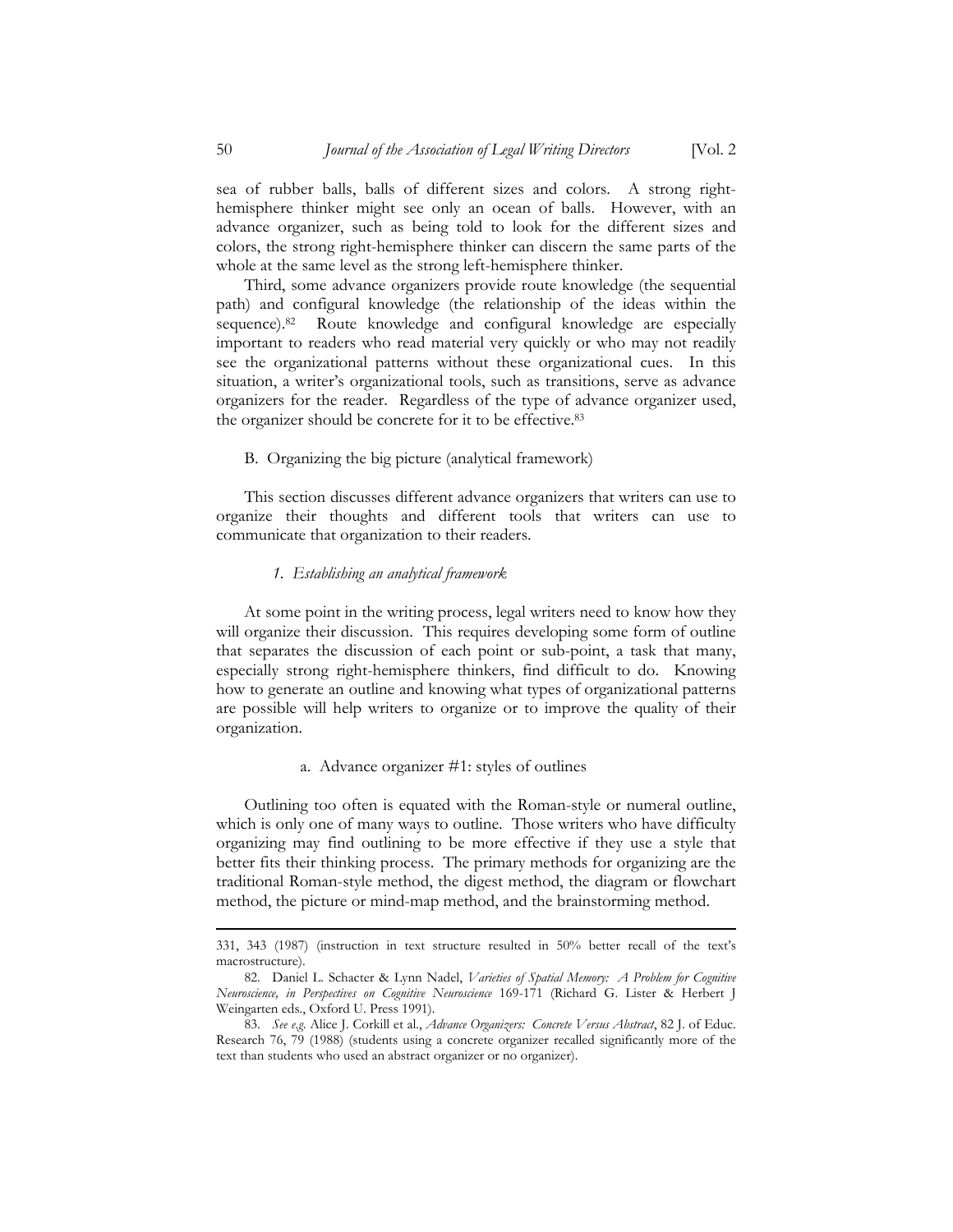sea of rubber balls, balls of different sizes and colors. A strong right-hemisphere thinker might see only an ocean of balls. However, with an advance organizer, such as being told to look for the different sizes and colors, the strong right-hemisphere thinker can discern the same parts of the whole at the same level as the strong left-hemisphere thinker.

Third, some advance organizers provide route knowledge (the sequential path) and configural knowledge (the relationship of the ideas within the sequence).[82] Route knowledge and configural knowledge are especially important to readers who read material very quickly or who may not readily see the organizational patterns without these organizational cues. In this situation, a writer's organizational tools, such as transitions, serve as advance organizers for the reader. Regardless of the type of advance organizer used, the organizer should be concrete for it to be effective.[83]

### B. Organizing the big picture (analytical framework)

This section discusses different advance organizers that writers can use to organize their thoughts and different tools that writers can use to communicate that organization to their readers.

#### *1. Establishing an analytical framework*

At some point in the writing process, legal writers need to know how they will organize their discussion. This requires developing some form of outline that separates the discussion of each point or sub-point, a task that many, especially strong right-hemisphere thinkers, find difficult to do. Knowing how to generate an outline and knowing what types of organizational patterns are possible will help writers to organize or to improve the quality of their organization.

##### a. Advance organizer #1: styles of outlines

Outlining too often is equated with the Roman-style or numeral outline, which is only one of many ways to outline. Those writers who have difficulty organizing may find outlining to be more effective if they use a style that better fits their thinking process. The primary methods for organizing are the traditional Roman-style method, the digest method, the diagram or flowchart method, the picture or mind-map method, and the brainstorming method.

---

331, 343 (1987) (instruction in text structure resulted in 50% better recall of the text's macrostructure).

82. Daniel L. Schacter & Lynn Nadel, *Varieties of Spatial Memory: A Problem for Cognitive Neuroscience, in Perspectives on Cognitive Neuroscience* 169-171 (Richard G. Lister & Herbert J Weingarten eds., Oxford U. Press 1991).

83. *See e.g.* Alice J. Corkill et al., *Advance Organizers: Concrete Versus Abstract*, 82 J. of Educ. Research 76, 79 (1988) (students using a concrete organizer recalled significantly more of the text than students who used an abstract organizer or no organizer).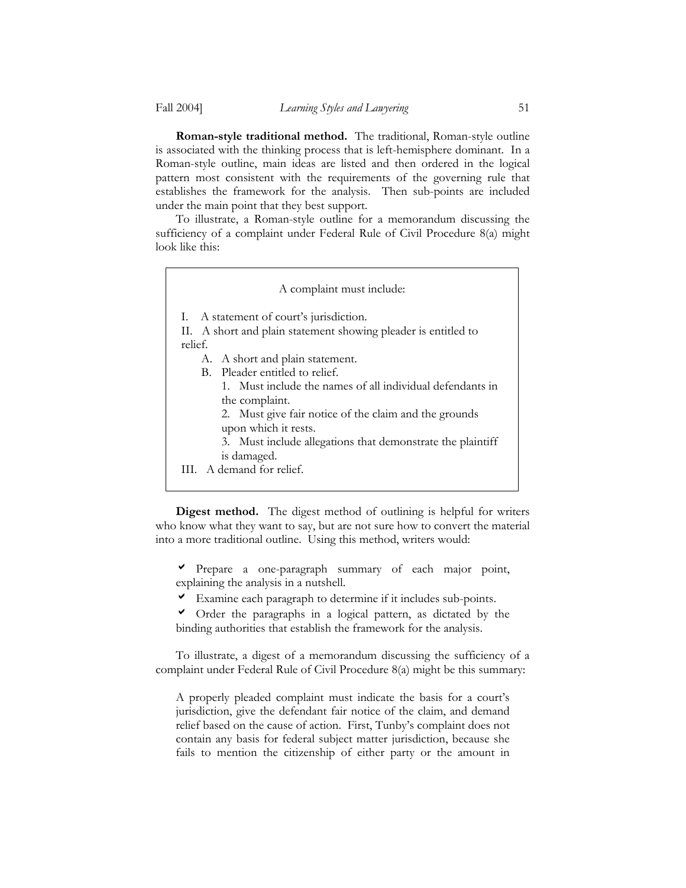**Roman-style traditional method.** The traditional, Roman-style outline is associated with the thinking process that is left-hemisphere dominant. In a Roman-style outline, main ideas are listed and then ordered in the logical pattern most consistent with the requirements of the governing rule that establishes the framework for the analysis. Then sub-points are included under the main point that they best support.

To illustrate, a Roman-style outline for a memorandum discussing the sufficiency of a complaint under Federal Rule of Civil Procedure 8(a) might look like this:

> A complaint must include:
>
> I. A statement of court's jurisdiction.
>
> II. A short and plain statement showing pleader is entitled to relief.
>
> &nbsp;&nbsp;&nbsp;&nbsp;A. A short and plain statement.
>
> &nbsp;&nbsp;&nbsp;&nbsp;B. Pleader entitled to relief.
>
> &nbsp;&nbsp;&nbsp;&nbsp;&nbsp;&nbsp;&nbsp;&nbsp;1. Must include the names of all individual defendants in the complaint.
>
> &nbsp;&nbsp;&nbsp;&nbsp;&nbsp;&nbsp;&nbsp;&nbsp;2. Must give fair notice of the claim and the grounds upon which it rests.
>
> &nbsp;&nbsp;&nbsp;&nbsp;&nbsp;&nbsp;&nbsp;&nbsp;3. Must include allegations that demonstrate the plaintiff is damaged.
>
> III. A demand for relief.

**Digest method.** The digest method of outlining is helpful for writers who know what they want to say, but are not sure how to convert the material into a more traditional outline. Using this method, writers would:

- ✔ Prepare a one-paragraph summary of each major point, explaining the analysis in a nutshell.
- ✔ Examine each paragraph to determine if it includes sub-points.
- ✔ Order the paragraphs in a logical pattern, as dictated by the binding authorities that establish the framework for the analysis.

To illustrate, a digest of a memorandum discussing the sufficiency of a complaint under Federal Rule of Civil Procedure 8(a) might be this summary:

> A properly pleaded complaint must indicate the basis for a court's jurisdiction, give the defendant fair notice of the claim, and demand relief based on the cause of action. First, Tunby's complaint does not contain any basis for federal subject matter jurisdiction, because she fails to mention the citizenship of either party or the amount in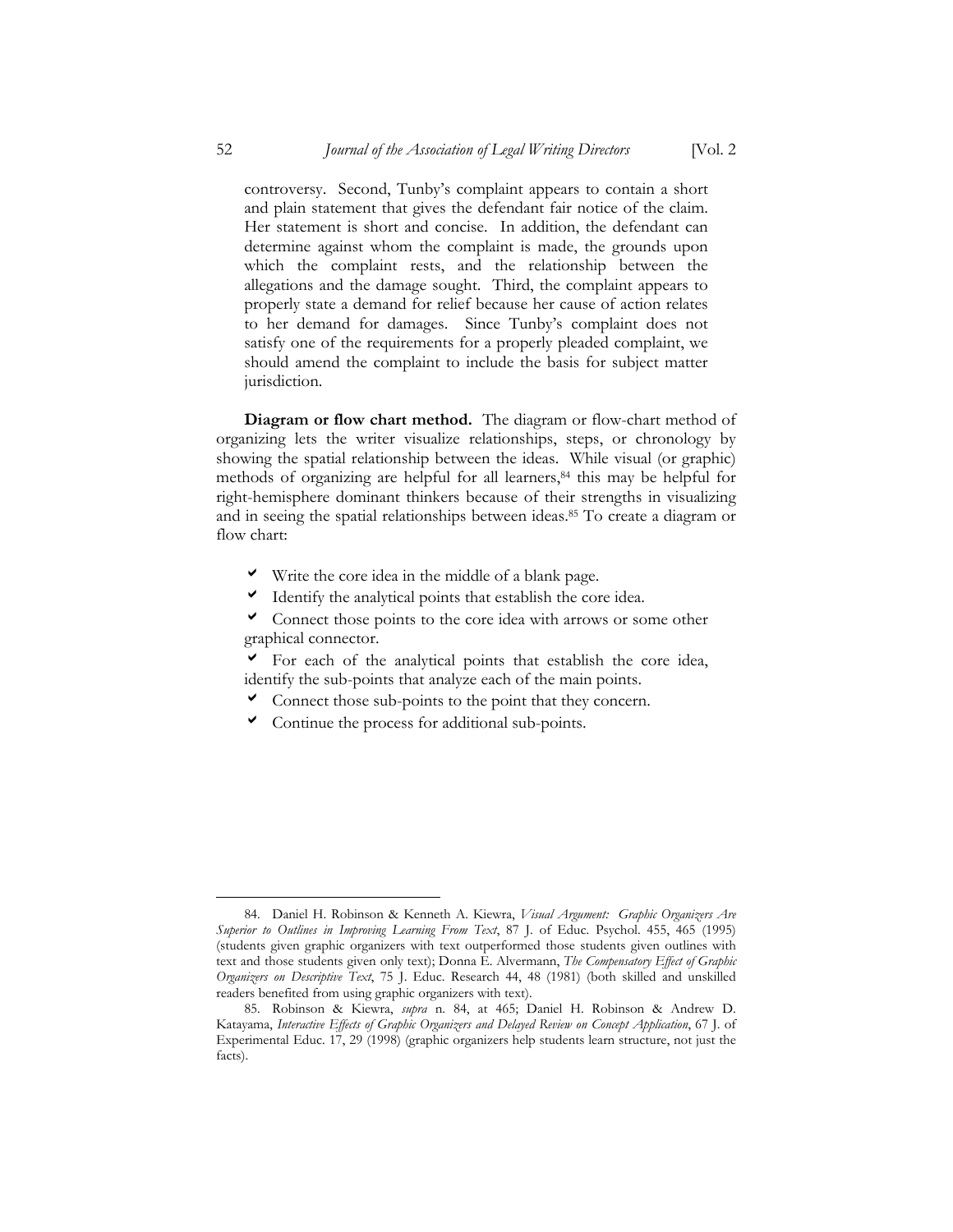controversy. Second, Tunby's complaint appears to contain a short and plain statement that gives the defendant fair notice of the claim. Her statement is short and concise. In addition, the defendant can determine against whom the complaint is made, the grounds upon which the complaint rests, and the relationship between the allegations and the damage sought. Third, the complaint appears to properly state a demand for relief because her cause of action relates to her demand for damages. Since Tunby's complaint does not satisfy one of the requirements for a properly pleaded complaint, we should amend the complaint to include the basis for subject matter jurisdiction.

**Diagram or flow chart method.** The diagram or flow-chart method of organizing lets the writer visualize relationships, steps, or chronology by showing the spatial relationship between the ideas. While visual (or graphic) methods of organizing are helpful for all learners,[84] this may be helpful for right-hemisphere dominant thinkers because of their strengths in visualizing and in seeing the spatial relationships between ideas.[85] To create a diagram or flow chart:

- ✔ Write the core idea in the middle of a blank page.
- ✔ Identify the analytical points that establish the core idea.
- ✔ Connect those points to the core idea with arrows or some other graphical connector.
- ✔ For each of the analytical points that establish the core idea, identify the sub-points that analyze each of the main points.
- ✔ Connect those sub-points to the point that they concern.
- ✔ Continue the process for additional sub-points.

---

84. Daniel H. Robinson & Kenneth A. Kiewra, *Visual Argument: Graphic Organizers Are Superior to Outlines in Improving Learning From Text*, 87 J. of Educ. Psychol. 455, 465 (1995) (students given graphic organizers with text outperformed those students given outlines with text and those students given only text); Donna E. Alvermann, *The Compensatory Effect of Graphic Organizers on Descriptive Text*, 75 J. Educ. Research 44, 48 (1981) (both skilled and unskilled readers benefited from using graphic organizers with text).

85. Robinson & Kiewra, *supra* n. 84, at 465; Daniel H. Robinson & Andrew D. Katayama, *Interactive Effects of Graphic Organizers and Delayed Review on Concept Application*, 67 J. of Experimental Educ. 17, 29 (1998) (graphic organizers help students learn structure, not just the facts).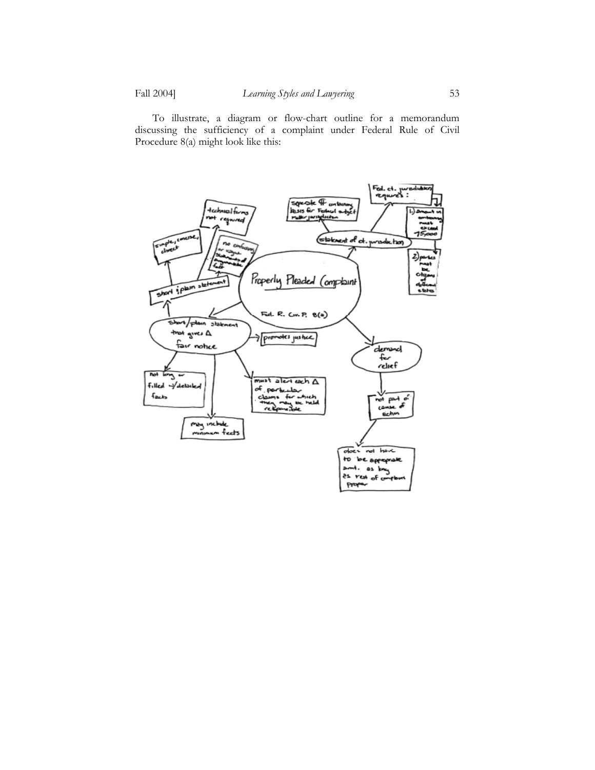To illustrate, a diagram or flow-chart outline for a memorandum discussing the sufficiency of a complaint under Federal Rule of Civil Procedure 8(a) might look like this: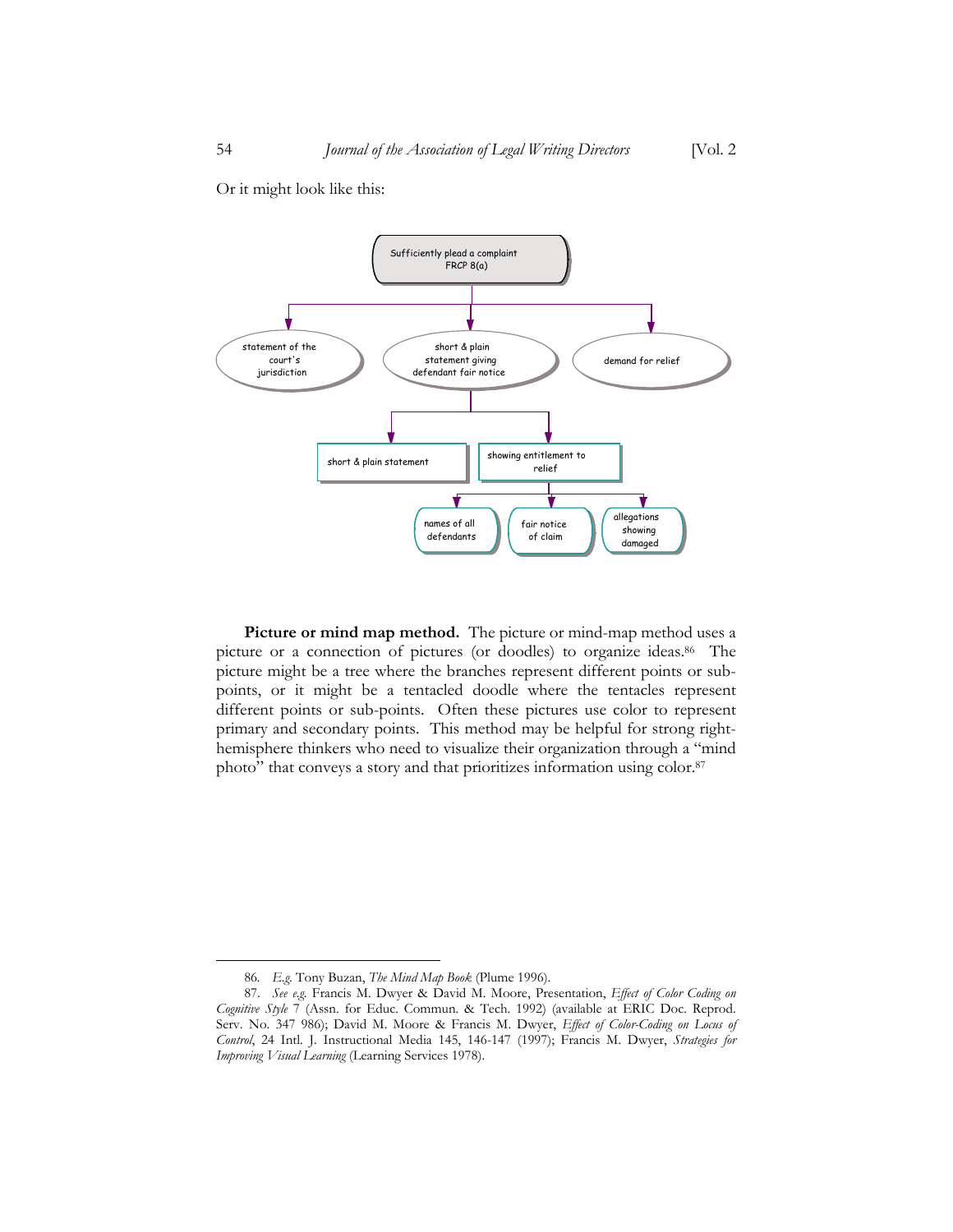Or it might look like this:

- Sufficiently plead a complaint FRCP 8(a)
  - statement of the court's jurisdiction
  - short & plain statement giving defendant fair notice
    - short & plain statement
    - showing entitlement to relief
      - names of all defendants
      - fair notice of claim
      - allegations showing damaged
  - demand for relief

**Picture or mind map method.** The picture or mind-map method uses a picture or a connection of pictures (or doodles) to organize ideas.[86] The picture might be a tree where the branches represent different points or sub-points, or it might be a tentacled doodle where the tentacles represent different points or sub-points. Often these pictures use color to represent primary and secondary points. This method may be helpful for strong right-hemisphere thinkers who need to visualize their organization through a "mind photo" that conveys a story and that prioritizes information using color.[87]

---

86. *E.g.* Tony Buzan, *The Mind Map Book* (Plume 1996).

87. *See e.g.* Francis M. Dwyer & David M. Moore, Presentation, *Effect of Color Coding on Cognitive Style* 7 (Assn. for Educ. Commun. & Tech. 1992) (available at ERIC Doc. Reprod. Serv. No. 347 986); David M. Moore & Francis M. Dwyer, *Effect of Color-Coding on Locus of Control*, 24 Intl. J. Instructional Media 145, 146-147 (1997); Francis M. Dwyer, *Strategies for Improving Visual Learning* (Learning Services 1978).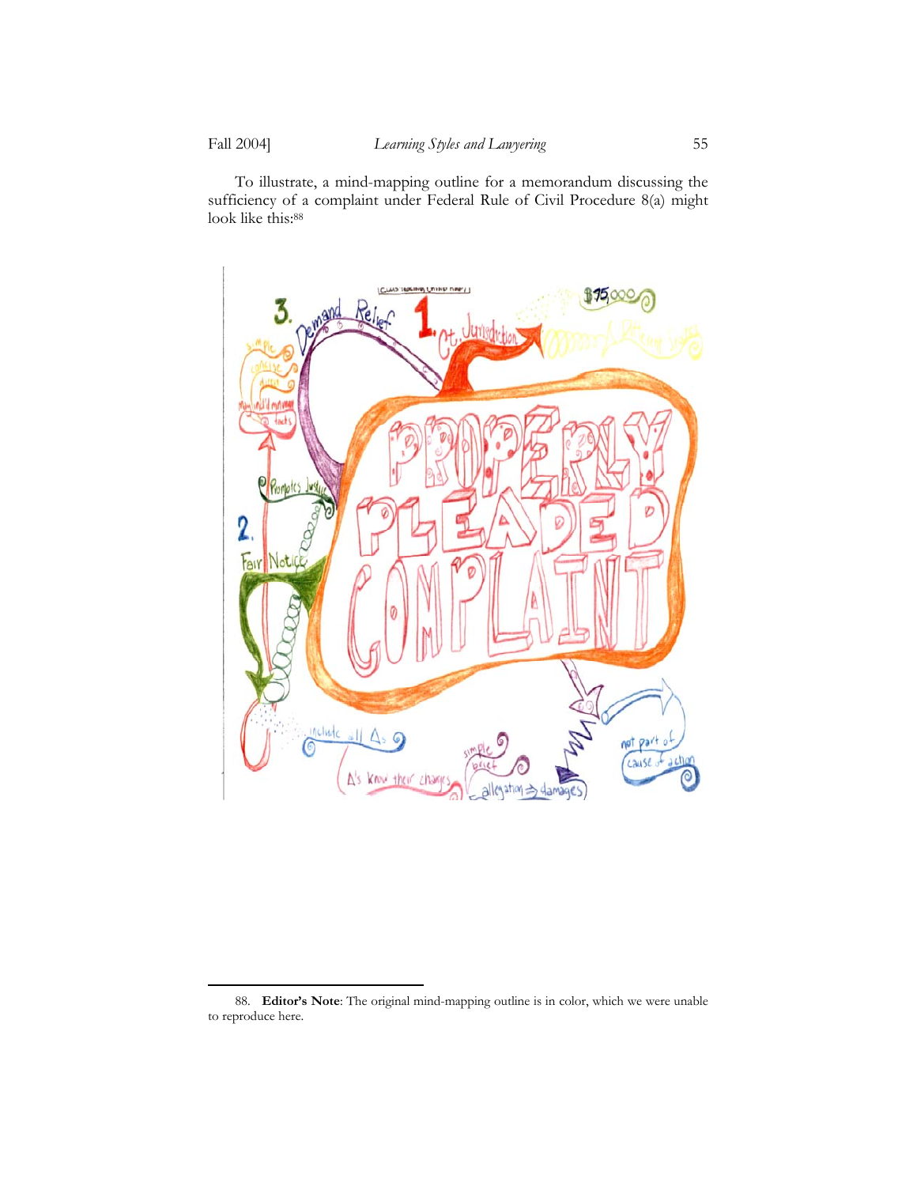To illustrate, a mind-mapping outline for a memorandum discussing the sufficiency of a complaint under Federal Rule of Civil Procedure 8(a) might look like this:[88]

88. **Editor's Note**: The original mind-mapping outline is in color, which we were unable to reproduce here.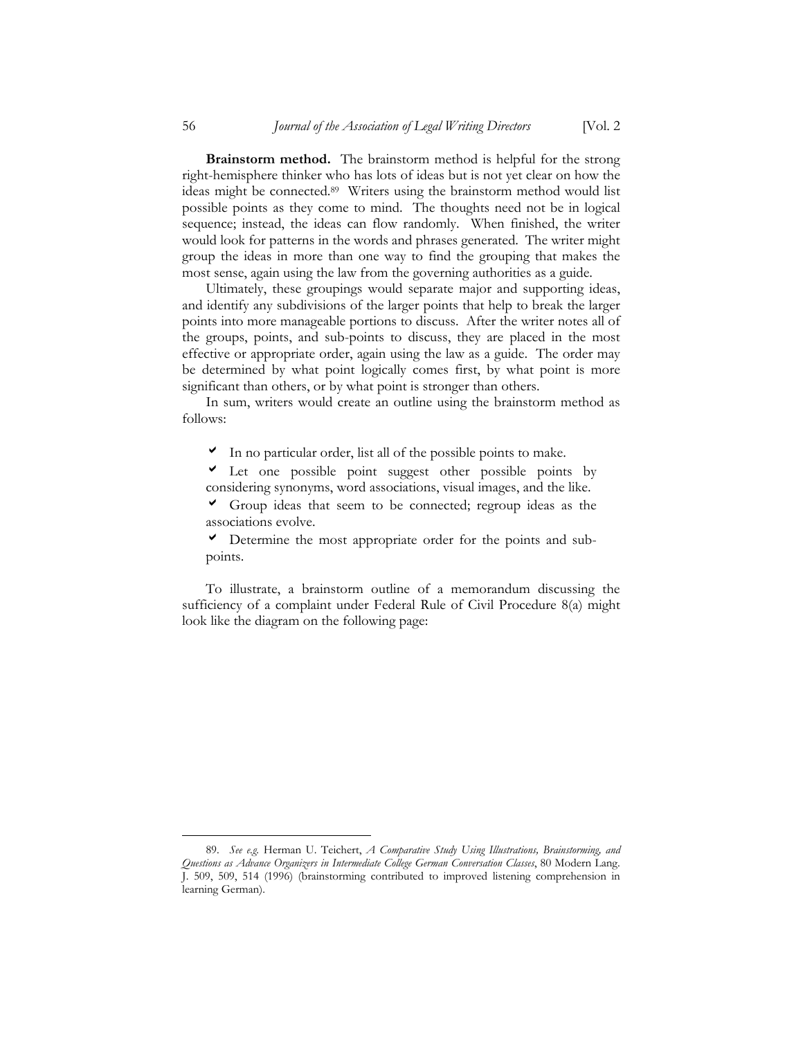**Brainstorm method.** The brainstorm method is helpful for the strong right-hemisphere thinker who has lots of ideas but is not yet clear on how the ideas might be connected.[89] Writers using the brainstorm method would list possible points as they come to mind. The thoughts need not be in logical sequence; instead, the ideas can flow randomly. When finished, the writer would look for patterns in the words and phrases generated. The writer might group the ideas in more than one way to find the grouping that makes the most sense, again using the law from the governing authorities as a guide.

Ultimately, these groupings would separate major and supporting ideas, and identify any subdivisions of the larger points that help to break the larger points into more manageable portions to discuss. After the writer notes all of the groups, points, and sub-points to discuss, they are placed in the most effective or appropriate order, again using the law as a guide. The order may be determined by what point logically comes first, by what point is more significant than others, or by what point is stronger than others.

In sum, writers would create an outline using the brainstorm method as follows:

- ✔ In no particular order, list all of the possible points to make.
- ✔ Let one possible point suggest other possible points by considering synonyms, word associations, visual images, and the like.
- ✔ Group ideas that seem to be connected; regroup ideas as the associations evolve.
- ✔ Determine the most appropriate order for the points and sub-points.

To illustrate, a brainstorm outline of a memorandum discussing the sufficiency of a complaint under Federal Rule of Civil Procedure 8(a) might look like the diagram on the following page:

---

89. *See e.g.* Herman U. Teichert, *A Comparative Study Using Illustrations, Brainstorming, and Questions as Advance Organizers in Intermediate College German Conversation Classes*, 80 Modern Lang. J. 509, 509, 514 (1996) (brainstorming contributed to improved listening comprehension in learning German).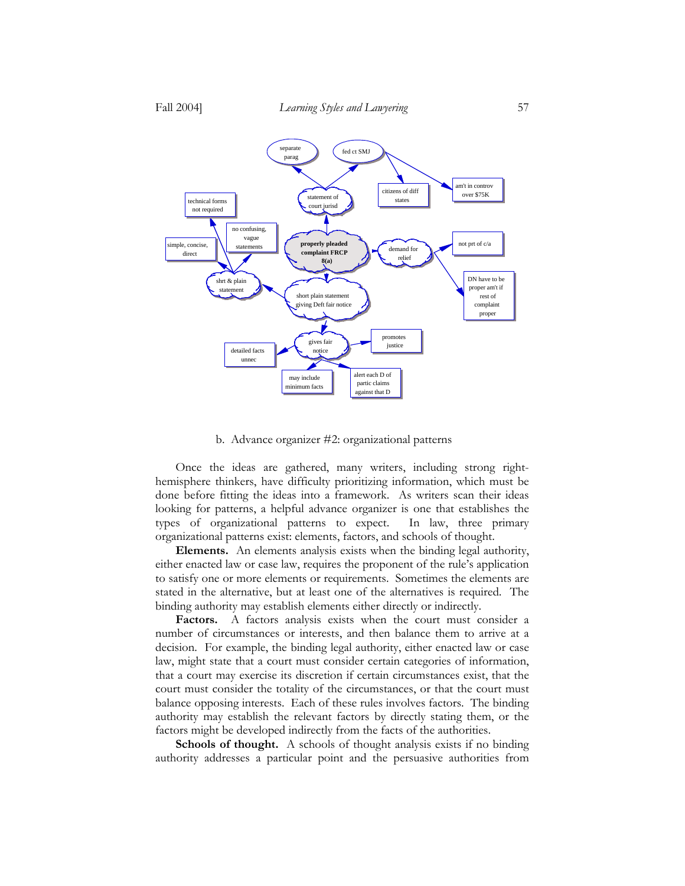b. Advance organizer #2: organizational patterns

Once the ideas are gathered, many writers, including strong right-hemisphere thinkers, have difficulty prioritizing information, which must be done before fitting the ideas into a framework. As writers scan their ideas looking for patterns, a helpful advance organizer is one that establishes the types of organizational patterns to expect. In law, three primary organizational patterns exist: elements, factors, and schools of thought.

**Elements.** An elements analysis exists when the binding legal authority, either enacted law or case law, requires the proponent of the rule's application to satisfy one or more elements or requirements. Sometimes the elements are stated in the alternative, but at least one of the alternatives is required. The binding authority may establish elements either directly or indirectly.

**Factors.** A factors analysis exists when the court must consider a number of circumstances or interests, and then balance them to arrive at a decision. For example, the binding legal authority, either enacted law or case law, might state that a court must consider certain categories of information, that a court may exercise its discretion if certain circumstances exist, that the court must consider the totality of the circumstances, or that the court must balance opposing interests. Each of these rules involves factors. The binding authority may establish the relevant factors by directly stating them, or the factors might be developed indirectly from the facts of the authorities.

**Schools of thought.** A schools of thought analysis exists if no binding authority addresses a particular point and the persuasive authorities from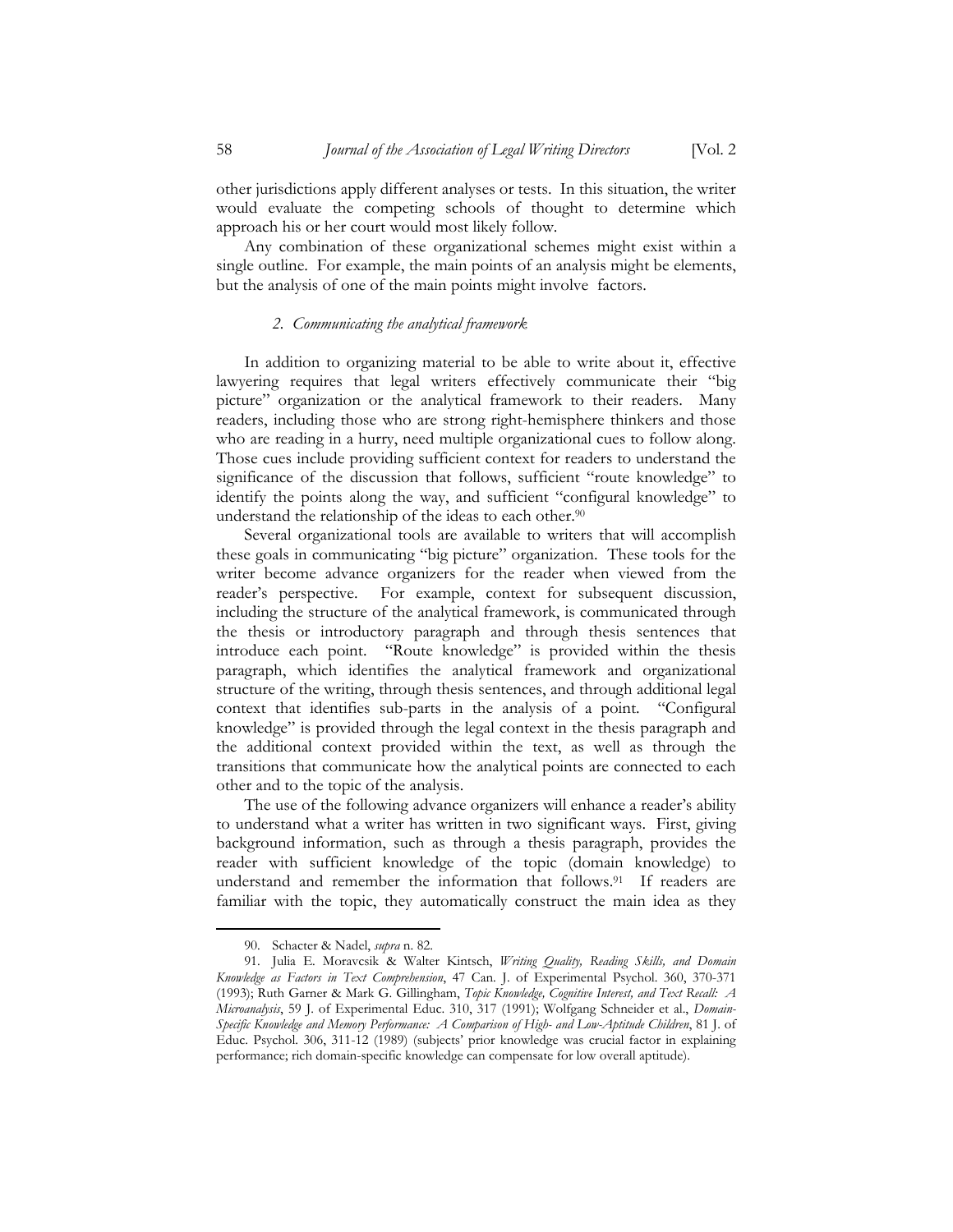other jurisdictions apply different analyses or tests. In this situation, the writer would evaluate the competing schools of thought to determine which approach his or her court would most likely follow.

Any combination of these organizational schemes might exist within a single outline. For example, the main points of an analysis might be elements, but the analysis of one of the main points might involve factors.

#### *2. Communicating the analytical framework*

In addition to organizing material to be able to write about it, effective lawyering requires that legal writers effectively communicate their "big picture" organization or the analytical framework to their readers. Many readers, including those who are strong right-hemisphere thinkers and those who are reading in a hurry, need multiple organizational cues to follow along. Those cues include providing sufficient context for readers to understand the significance of the discussion that follows, sufficient "route knowledge" to identify the points along the way, and sufficient "configural knowledge" to understand the relationship of the ideas to each other.[90]

Several organizational tools are available to writers that will accomplish these goals in communicating "big picture" organization. These tools for the writer become advance organizers for the reader when viewed from the reader's perspective. For example, context for subsequent discussion, including the structure of the analytical framework, is communicated through the thesis or introductory paragraph and through thesis sentences that introduce each point. "Route knowledge" is provided within the thesis paragraph, which identifies the analytical framework and organizational structure of the writing, through thesis sentences, and through additional legal context that identifies sub-parts in the analysis of a point. "Configural knowledge" is provided through the legal context in the thesis paragraph and the additional context provided within the text, as well as through the transitions that communicate how the analytical points are connected to each other and to the topic of the analysis.

The use of the following advance organizers will enhance a reader's ability to understand what a writer has written in two significant ways. First, giving background information, such as through a thesis paragraph, provides the reader with sufficient knowledge of the topic (domain knowledge) to understand and remember the information that follows.[91] If readers are familiar with the topic, they automatically construct the main idea as they

---

90. Schacter & Nadel, *supra* n. 82.

91. Julia E. Moravcsik & Walter Kintsch, *Writing Quality, Reading Skills, and Domain Knowledge as Factors in Text Comprehension*, 47 Can. J. of Experimental Psychol. 360, 370-371 (1993); Ruth Garner & Mark G. Gillingham, *Topic Knowledge, Cognitive Interest, and Text Recall: A Microanalysis*, 59 J. of Experimental Educ. 310, 317 (1991); Wolfgang Schneider et al., *Domain-Specific Knowledge and Memory Performance: A Comparison of High- and Low-Aptitude Children*, 81 J. of Educ. Psychol. 306, 311-12 (1989) (subjects' prior knowledge was crucial factor in explaining performance; rich domain-specific knowledge can compensate for low overall aptitude).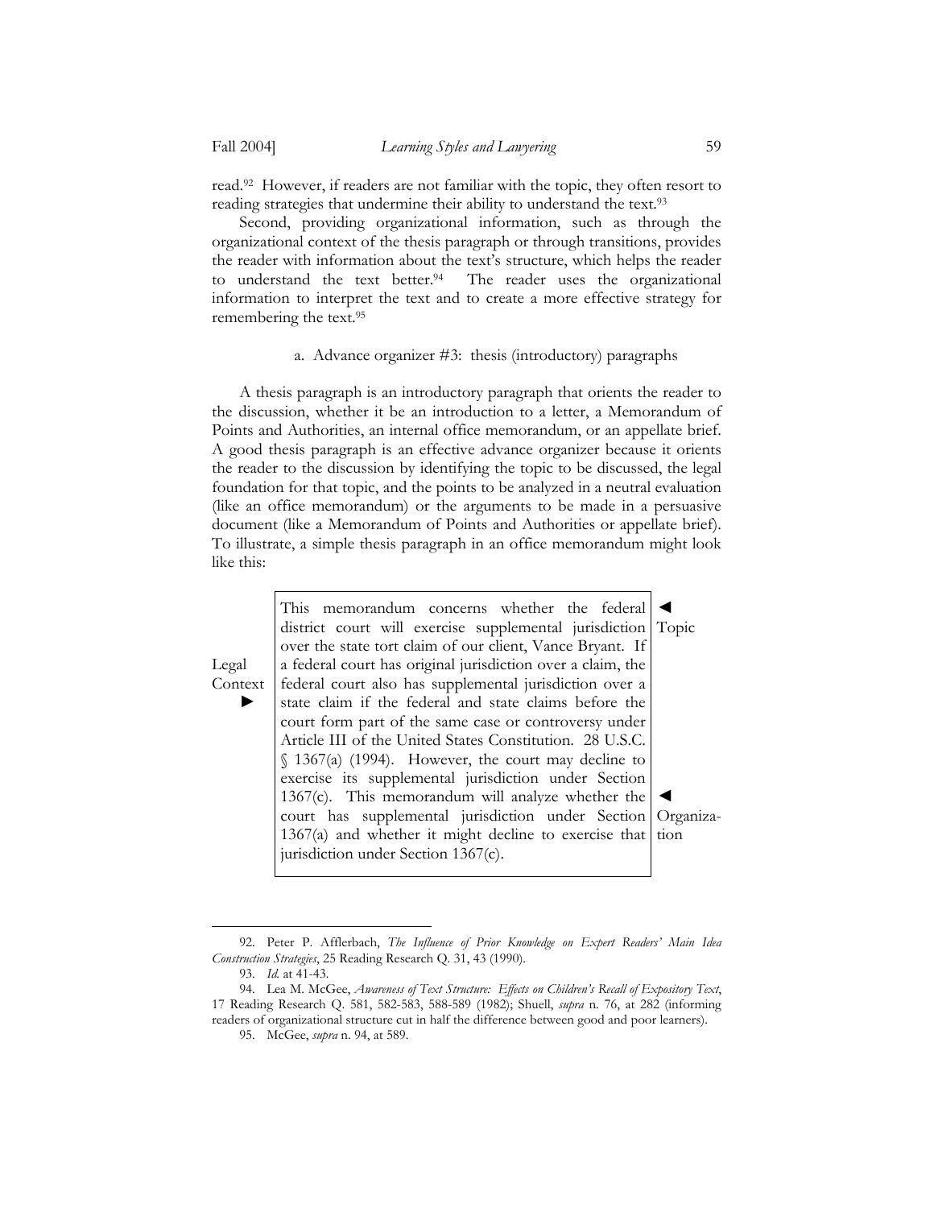read.[92] However, if readers are not familiar with the topic, they often resort to reading strategies that undermine their ability to understand the text.[93]

Second, providing organizational information, such as through the organizational context of the thesis paragraph or through transitions, provides the reader with information about the text's structure, which helps the reader to understand the text better.[94] The reader uses the organizational information to interpret the text and to create a more effective strategy for remembering the text.[95]

#### a. Advance organizer #3: thesis (introductory) paragraphs

A thesis paragraph is an introductory paragraph that orients the reader to the discussion, whether it be an introduction to a letter, a Memorandum of Points and Authorities, an internal office memorandum, or an appellate brief. A good thesis paragraph is an effective advance organizer because it orients the reader to the discussion by identifying the topic to be discussed, the legal foundation for that topic, and the points to be analyzed in a neutral evaluation (like an office memorandum) or the arguments to be made in a persuasive document (like a Memorandum of Points and Authorities or appellate brief). To illustrate, a simple thesis paragraph in an office memorandum might look like this:

> This memorandum concerns whether the federal district court will exercise supplemental jurisdiction over the state tort claim of our client, Vance Bryant. ◄ **Topic**
>
> **Legal Context ►** If a federal court has original jurisdiction over a claim, the federal court also has supplemental jurisdiction over a state claim if the federal and state claims before the court form part of the same case or controversy under Article III of the United States Constitution. 28 U.S.C. § 1367(a) (1994). However, the court may decline to exercise its supplemental jurisdiction under Section 1367(c).
>
> This memorandum will analyze whether the court has supplemental jurisdiction under Section 1367(a) and whether it might decline to exercise that jurisdiction under Section 1367(c). ◄ **Organization**

---

92. Peter P. Afflerbach, *The Influence of Prior Knowledge on Expert Readers' Main Idea Construction Strategies*, 25 Reading Research Q. 31, 43 (1990).

93. *Id.* at 41-43.

94. Lea M. McGee, *Awareness of Text Structure: Effects on Children's Recall of Expository Text*, 17 Reading Research Q. 581, 582-583, 588-589 (1982); Shuell, *supra* n. 76, at 282 (informing readers of organizational structure cut in half the difference between good and poor learners).

95. McGee, *supra* n. 94, at 589.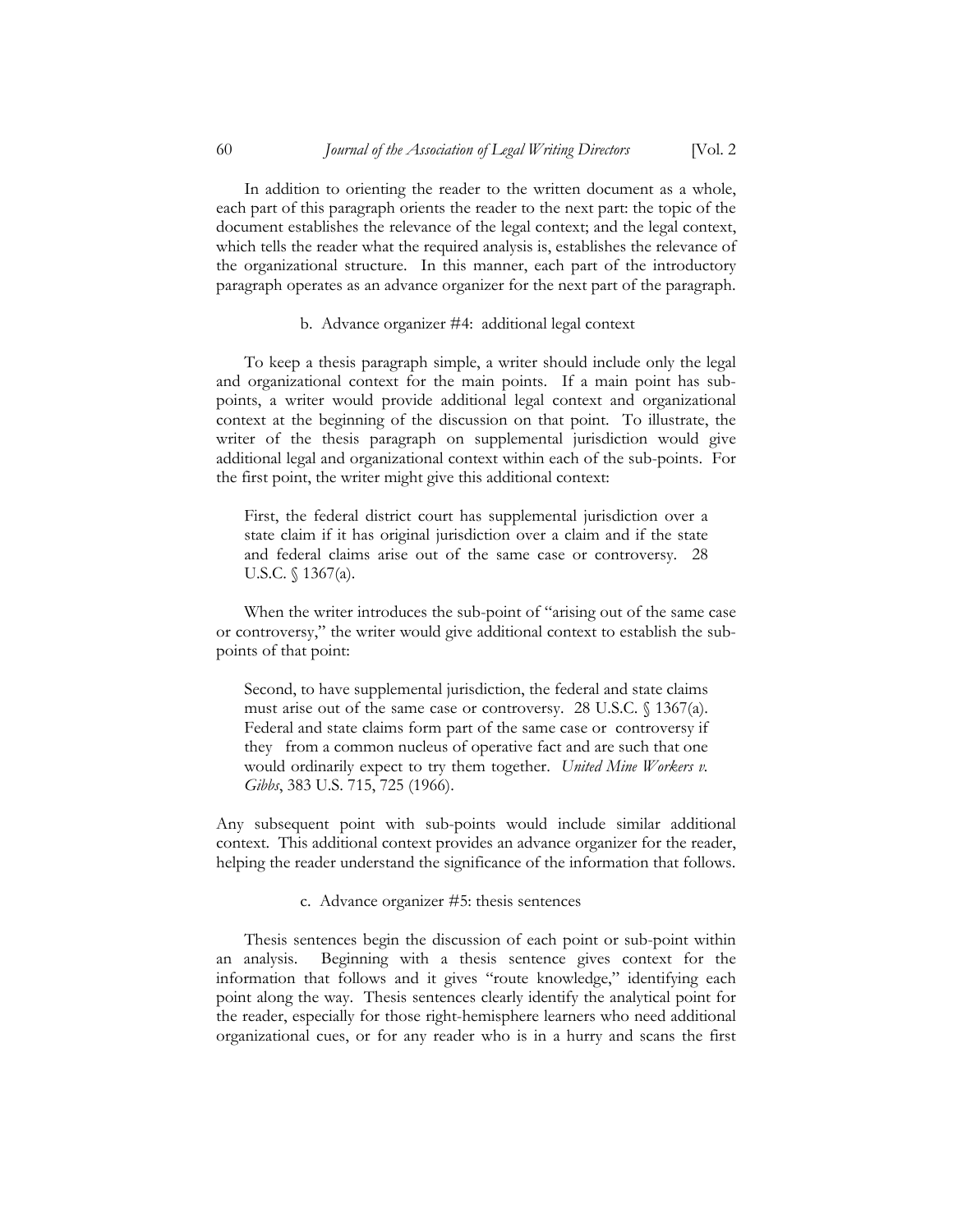In addition to orienting the reader to the written document as a whole, each part of this paragraph orients the reader to the next part: the topic of the document establishes the relevance of the legal context; and the legal context, which tells the reader what the required analysis is, establishes the relevance of the organizational structure. In this manner, each part of the introductory paragraph operates as an advance organizer for the next part of the paragraph.

### b. Advance organizer #4: additional legal context

To keep a thesis paragraph simple, a writer should include only the legal and organizational context for the main points. If a main point has sub-points, a writer would provide additional legal context and organizational context at the beginning of the discussion on that point. To illustrate, the writer of the thesis paragraph on supplemental jurisdiction would give additional legal and organizational context within each of the sub-points. For the first point, the writer might give this additional context:

> First, the federal district court has supplemental jurisdiction over a state claim if it has original jurisdiction over a claim and if the state and federal claims arise out of the same case or controversy. 28 U.S.C. § 1367(a).

When the writer introduces the sub-point of "arising out of the same case or controversy," the writer would give additional context to establish the sub-points of that point:

> Second, to have supplemental jurisdiction, the federal and state claims must arise out of the same case or controversy. 28 U.S.C. § 1367(a). Federal and state claims form part of the same case or controversy if they from a common nucleus of operative fact and are such that one would ordinarily expect to try them together. *United Mine Workers v. Gibbs*, 383 U.S. 715, 725 (1966).

Any subsequent point with sub-points would include similar additional context. This additional context provides an advance organizer for the reader, helping the reader understand the significance of the information that follows.

### c. Advance organizer #5: thesis sentences

Thesis sentences begin the discussion of each point or sub-point within an analysis. Beginning with a thesis sentence gives context for the information that follows and it gives "route knowledge," identifying each point along the way. Thesis sentences clearly identify the analytical point for the reader, especially for those right-hemisphere learners who need additional organizational cues, or for any reader who is in a hurry and scans the first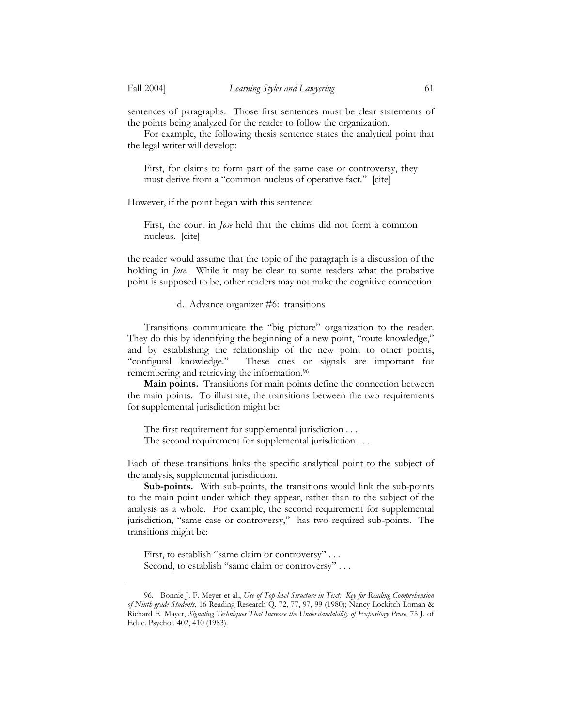sentences of paragraphs. Those first sentences must be clear statements of the points being analyzed for the reader to follow the organization.

For example, the following thesis sentence states the analytical point that the legal writer will develop:

> First, for claims to form part of the same case or controversy, they must derive from a "common nucleus of operative fact." [cite]

However, if the point began with this sentence:

> First, the court in *Jose* held that the claims did not form a common nucleus. [cite]

the reader would assume that the topic of the paragraph is a discussion of the holding in *Jose*. While it may be clear to some readers what the probative point is supposed to be, other readers may not make the cognitive connection.

#### d. Advance organizer #6: transitions

Transitions communicate the "big picture" organization to the reader. They do this by identifying the beginning of a new point, "route knowledge," and by establishing the relationship of the new point to other points, "configural knowledge." These cues or signals are important for remembering and retrieving the information.[96]

**Main points.** Transitions for main points define the connection between the main points. To illustrate, the transitions between the two requirements for supplemental jurisdiction might be:

> The first requirement for supplemental jurisdiction . . .
> The second requirement for supplemental jurisdiction . . .

Each of these transitions links the specific analytical point to the subject of the analysis, supplemental jurisdiction.

**Sub-points.** With sub-points, the transitions would link the sub-points to the main point under which they appear, rather than to the subject of the analysis as a whole. For example, the second requirement for supplemental jurisdiction, "same case or controversy," has two required sub-points. The transitions might be:

> First, to establish "same claim or controversy" . . .
> Second, to establish "same claim or controversy" . . .

---

96. Bonnie J. F. Meyer et al., *Use of Top-level Structure in Text: Key for Reading Comprehension of Ninth-grade Students*, 16 Reading Research Q. 72, 77, 97, 99 (1980); Nancy Lockitch Loman & Richard E. Mayer, *Signaling Techniques That Increase the Understandability of Expository Prose*, 75 J. of Educ. Psychol. 402, 410 (1983).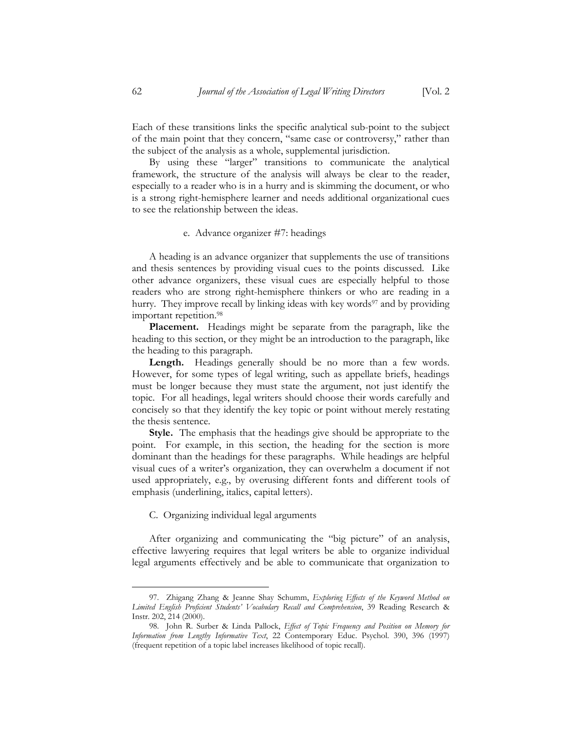Each of these transitions links the specific analytical sub-point to the subject of the main point that they concern, "same case or controversy," rather than the subject of the analysis as a whole, supplemental jurisdiction.

By using these "larger" transitions to communicate the analytical framework, the structure of the analysis will always be clear to the reader, especially to a reader who is in a hurry and is skimming the document, or who is a strong right-hemisphere learner and needs additional organizational cues to see the relationship between the ideas.

#### e. Advance organizer #7: headings

A heading is an advance organizer that supplements the use of transitions and thesis sentences by providing visual cues to the points discussed. Like other advance organizers, these visual cues are especially helpful to those readers who are strong right-hemisphere thinkers or who are reading in a hurry. They improve recall by linking ideas with key words[97] and by providing important repetition.[98]

**Placement.** Headings might be separate from the paragraph, like the heading to this section, or they might be an introduction to the paragraph, like the heading to this paragraph.

**Length.** Headings generally should be no more than a few words. However, for some types of legal writing, such as appellate briefs, headings must be longer because they must state the argument, not just identify the topic. For all headings, legal writers should choose their words carefully and concisely so that they identify the key topic or point without merely restating the thesis sentence.

**Style.** The emphasis that the headings give should be appropriate to the point. For example, in this section, the heading for the section is more dominant than the headings for these paragraphs. While headings are helpful visual cues of a writer's organization, they can overwhelm a document if not used appropriately, e.g., by overusing different fonts and different tools of emphasis (underlining, italics, capital letters).

### C. Organizing individual legal arguments

After organizing and communicating the "big picture" of an analysis, effective lawyering requires that legal writers be able to organize individual legal arguments effectively and be able to communicate that organization to

---

97. Zhigang Zhang & Jeanne Shay Schumm, *Exploring Effects of the Keyword Method on Limited English Proficient Students' Vocabulary Recall and Comprehension*, 39 Reading Research & Instr. 202, 214 (2000).

98. John R. Surber & Linda Pallock, *Effect of Topic Frequency and Position on Memory for Information from Lengthy Informative Text*, 22 Contemporary Educ. Psychol. 390, 396 (1997) (frequent repetition of a topic label increases likelihood of topic recall).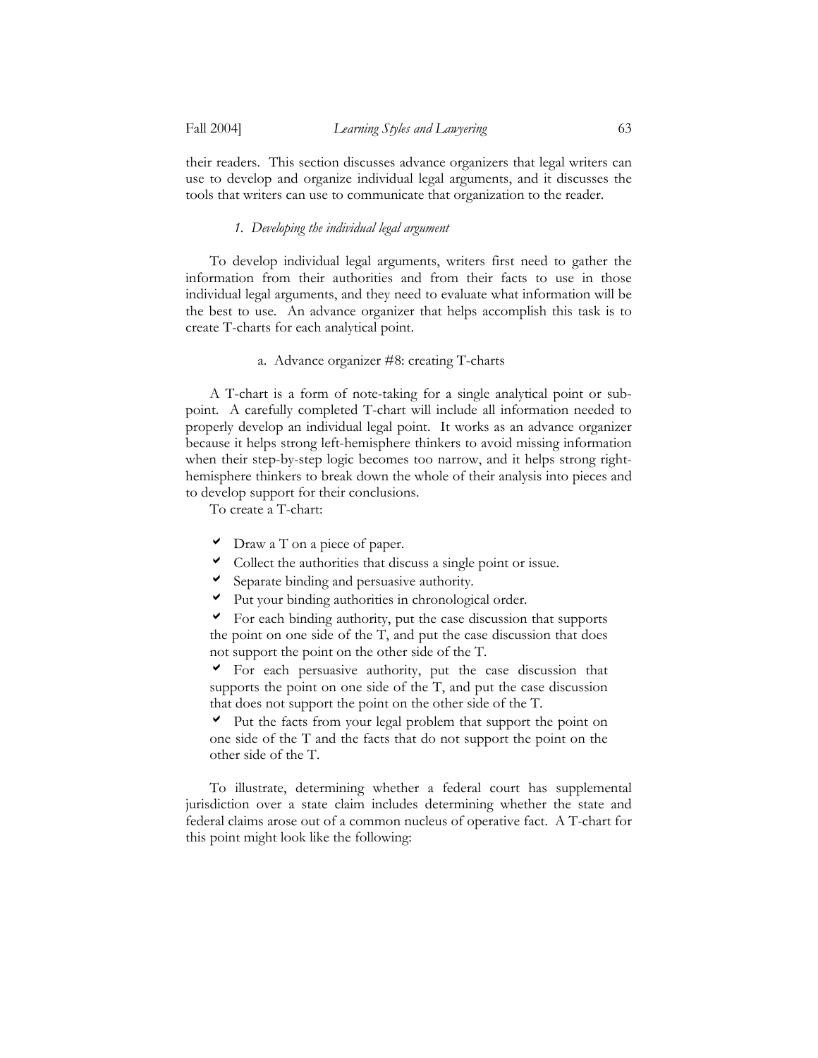their readers. This section discusses advance organizers that legal writers can use to develop and organize individual legal arguments, and it discusses the tools that writers can use to communicate that organization to the reader.

### *1. Developing the individual legal argument*

To develop individual legal arguments, writers first need to gather the information from their authorities and from their facts to use in those individual legal arguments, and they need to evaluate what information will be the best to use. An advance organizer that helps accomplish this task is to create T-charts for each analytical point.

#### a. Advance organizer #8: creating T-charts

A T-chart is a form of note-taking for a single analytical point or sub-point. A carefully completed T-chart will include all information needed to properly develop an individual legal point. It works as an advance organizer because it helps strong left-hemisphere thinkers to avoid missing information when their step-by-step logic becomes too narrow, and it helps strong right-hemisphere thinkers to break down the whole of their analysis into pieces and to develop support for their conclusions.

To create a T-chart:

- ✔ Draw a T on a piece of paper.
- ✔ Collect the authorities that discuss a single point or issue.
- ✔ Separate binding and persuasive authority.
- ✔ Put your binding authorities in chronological order.
- ✔ For each binding authority, put the case discussion that supports the point on one side of the T, and put the case discussion that does not support the point on the other side of the T.
- ✔ For each persuasive authority, put the case discussion that supports the point on one side of the T, and put the case discussion that does not support the point on the other side of the T.
- ✔ Put the facts from your legal problem that support the point on one side of the T and the facts that do not support the point on the other side of the T.

To illustrate, determining whether a federal court has supplemental jurisdiction over a state claim includes determining whether the state and federal claims arose out of a common nucleus of operative fact. A T-chart for this point might look like the following: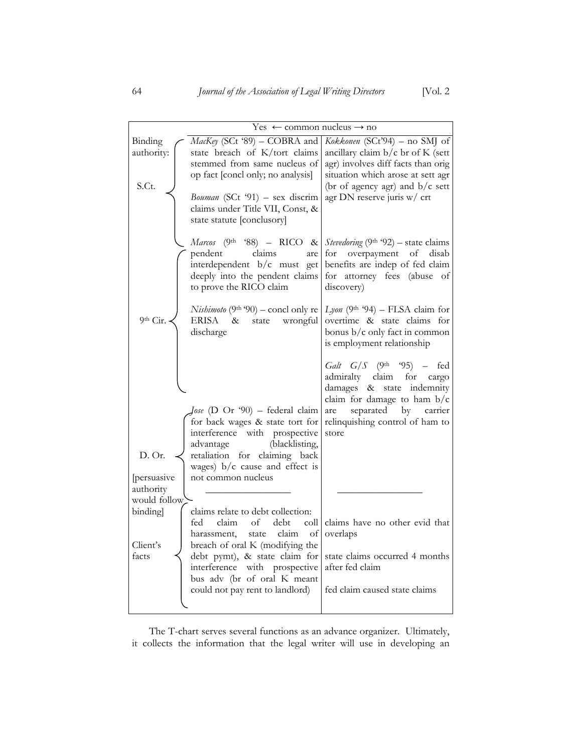| | Yes ← common nucleus → no | |
|---|---|---|
| Binding authority: S.Ct. | *MacKey* (SCt '89) – COBRA and state breach of K/tort claims stemmed from same nucleus of op fact [concl only; no analysis]<br><br>*Bouman* (SCt '91) – sex discrim claims under Title VII, Const, & state statute [conclusory] | *Kokkonen* (SCt'94) – no SMJ of ancillary claim b/c br of K (sett agr) involves diff facts than orig situation which arose at sett agr (br of agency agr) and b/c sett agr DN reserve juris w/ crt |
| 9th Cir. | *Marcos* (9th '88) – RICO & pendent claims are interdependent b/c must get deeply into the pendent claims to prove the RICO claim<br><br>*Nishimoto* (9th '90) – concl only re ERISA & state wrongful discharge | *Stevedoring* (9th '92) – state claims for overpayment of disab benefits are indep of fed claim for attorney fees (abuse of discovery)<br><br>*Lyon* (9th '94) – FLSA claim for overtime & state claims for bonus b/c only fact in common is employment relationship<br><br>*Galt G/S* (9th '95) – fed admiralty claim for cargo damages & state indemnity claim for damage to ham b/c are separated by carrier relinquishing control of ham to store |
| D. Or. [persuasive authority would follow binding] | *Jose* (D Or '90) – federal claim for back wages & state tort for interference with prospective advantage (blacklisting, retaliation for claiming back wages) b/c cause and effect is not common nucleus | |
| Client's facts | claims relate to debt collection: fed claim of debt coll harassment, state claim of breach of oral K (modifying the debt pymt), & state claim for interference with prospective bus adv (br of oral K meant could not pay rent to landlord) | claims have no other evid that overlaps<br><br>state claims occurred 4 months after fed claim<br><br>fed claim caused state claims |

The T-chart serves several functions as an advance organizer. Ultimately, it collects the information that the legal writer will use in developing an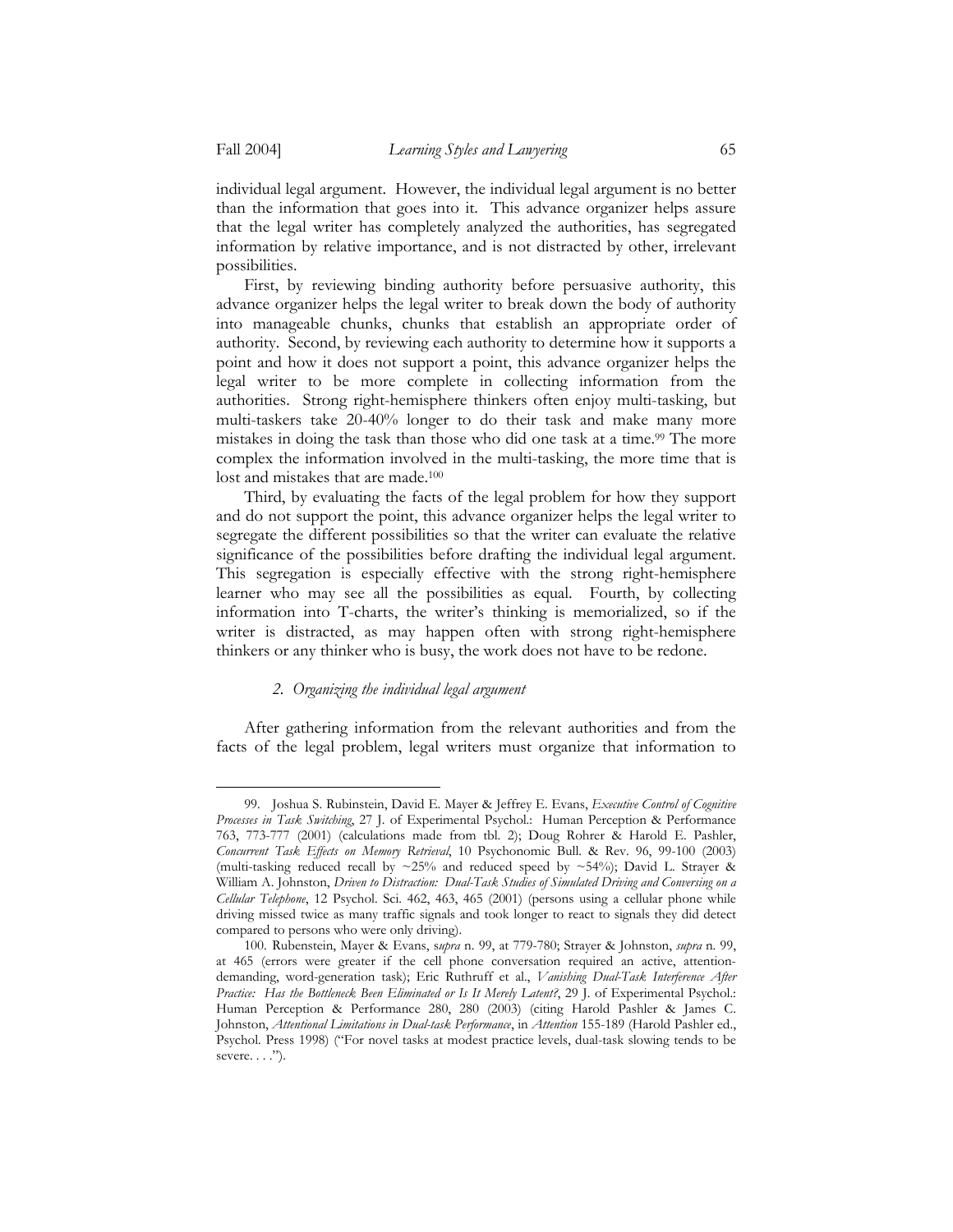individual legal argument. However, the individual legal argument is no better than the information that goes into it. This advance organizer helps assure that the legal writer has completely analyzed the authorities, has segregated information by relative importance, and is not distracted by other, irrelevant possibilities.

First, by reviewing binding authority before persuasive authority, this advance organizer helps the legal writer to break down the body of authority into manageable chunks, chunks that establish an appropriate order of authority. Second, by reviewing each authority to determine how it supports a point and how it does not support a point, this advance organizer helps the legal writer to be more complete in collecting information from the authorities. Strong right-hemisphere thinkers often enjoy multi-tasking, but multi-taskers take 20-40% longer to do their task and make many more mistakes in doing the task than those who did one task at a time.[99] The more complex the information involved in the multi-tasking, the more time that is lost and mistakes that are made.[100]

Third, by evaluating the facts of the legal problem for how they support and do not support the point, this advance organizer helps the legal writer to segregate the different possibilities so that the writer can evaluate the relative significance of the possibilities before drafting the individual legal argument. This segregation is especially effective with the strong right-hemisphere learner who may see all the possibilities as equal. Fourth, by collecting information into T-charts, the writer's thinking is memorialized, so if the writer is distracted, as may happen often with strong right-hemisphere thinkers or any thinker who is busy, the work does not have to be redone.

### *2. Organizing the individual legal argument*

After gathering information from the relevant authorities and from the facts of the legal problem, legal writers must organize that information to

---

99. Joshua S. Rubinstein, David E. Mayer & Jeffrey E. Evans, *Executive Control of Cognitive Processes in Task Switching*, 27 J. of Experimental Psychol.: Human Perception & Performance 763, 773-777 (2001) (calculations made from tbl. 2); Doug Rohrer & Harold E. Pashler, *Concurrent Task Effects on Memory Retrieval*, 10 Psychonomic Bull. & Rev. 96, 99-100 (2003) (multi-tasking reduced recall by ~25% and reduced speed by ~54%); David L. Strayer & William A. Johnston, *Driven to Distraction: Dual-Task Studies of Simulated Driving and Conversing on a Cellular Telephone*, 12 Psychol. Sci. 462, 463, 465 (2001) (persons using a cellular phone while driving missed twice as many traffic signals and took longer to react to signals they did detect compared to persons who were only driving).

100. Rubenstein, Mayer & Evans, s*upra* n. 99, at 779-780; Strayer & Johnston, *supra* n. 99, at 465 (errors were greater if the cell phone conversation required an active, attention-demanding, word-generation task); Eric Ruthruff et al., *Vanishing Dual-Task Interference After Practice: Has the Bottleneck Been Eliminated or Is It Merely Latent?*, 29 J. of Experimental Psychol.: Human Perception & Performance 280, 280 (2003) (citing Harold Pashler & James C. Johnston, *Attentional Limitations in Dual-task Performance*, in *Attention* 155-189 (Harold Pashler ed., Psychol. Press 1998) ("For novel tasks at modest practice levels, dual-task slowing tends to be severe. . . .").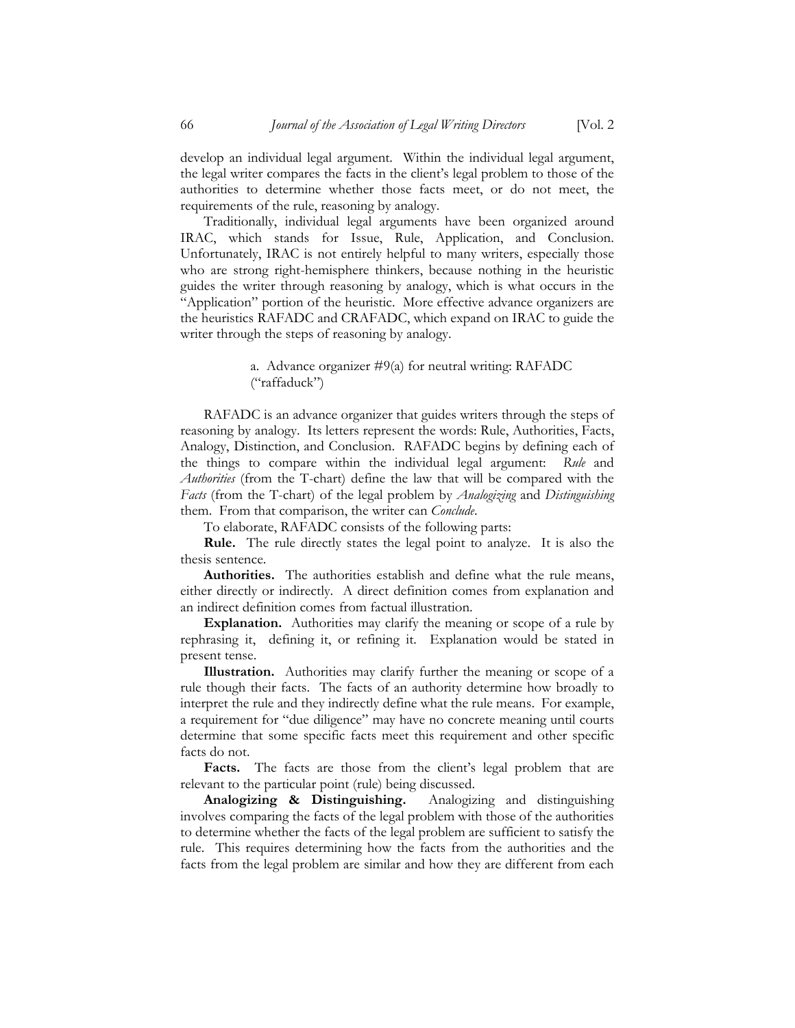develop an individual legal argument. Within the individual legal argument, the legal writer compares the facts in the client's legal problem to those of the authorities to determine whether those facts meet, or do not meet, the requirements of the rule, reasoning by analogy.

Traditionally, individual legal arguments have been organized around IRAC, which stands for Issue, Rule, Application, and Conclusion. Unfortunately, IRAC is not entirely helpful to many writers, especially those who are strong right-hemisphere thinkers, because nothing in the heuristic guides the writer through reasoning by analogy, which is what occurs in the "Application" portion of the heuristic. More effective advance organizers are the heuristics RAFADC and CRAFADC, which expand on IRAC to guide the writer through the steps of reasoning by analogy.

a. Advance organizer #9(a) for neutral writing: RAFADC ("raffaduck")

RAFADC is an advance organizer that guides writers through the steps of reasoning by analogy. Its letters represent the words: Rule, Authorities, Facts, Analogy, Distinction, and Conclusion. RAFADC begins by defining each of the things to compare within the individual legal argument: *Rule* and *Authorities* (from the T-chart) define the law that will be compared with the *Facts* (from the T-chart) of the legal problem by *Analogizing* and *Distinguishing* them. From that comparison, the writer can *Conclude*.

To elaborate, RAFADC consists of the following parts:

**Rule.** The rule directly states the legal point to analyze. It is also the thesis sentence.

**Authorities.** The authorities establish and define what the rule means, either directly or indirectly. A direct definition comes from explanation and an indirect definition comes from factual illustration.

**Explanation.** Authorities may clarify the meaning or scope of a rule by rephrasing it, defining it, or refining it. Explanation would be stated in present tense.

**Illustration.** Authorities may clarify further the meaning or scope of a rule though their facts. The facts of an authority determine how broadly to interpret the rule and they indirectly define what the rule means. For example, a requirement for "due diligence" may have no concrete meaning until courts determine that some specific facts meet this requirement and other specific facts do not.

**Facts.** The facts are those from the client's legal problem that are relevant to the particular point (rule) being discussed.

**Analogizing & Distinguishing.** Analogizing and distinguishing involves comparing the facts of the legal problem with those of the authorities to determine whether the facts of the legal problem are sufficient to satisfy the rule. This requires determining how the facts from the authorities and the facts from the legal problem are similar and how they are different from each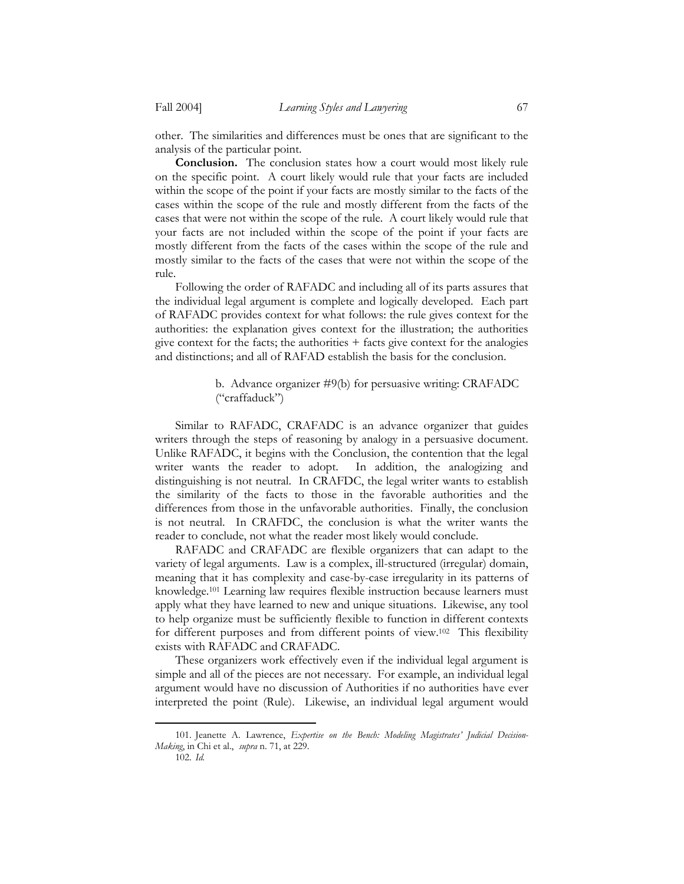other. The similarities and differences must be ones that are significant to the analysis of the particular point.

**Conclusion.** The conclusion states how a court would most likely rule on the specific point. A court likely would rule that your facts are included within the scope of the point if your facts are mostly similar to the facts of the cases within the scope of the rule and mostly different from the facts of the cases that were not within the scope of the rule. A court likely would rule that your facts are not included within the scope of the point if your facts are mostly different from the facts of the cases within the scope of the rule and mostly similar to the facts of the cases that were not within the scope of the rule.

Following the order of RAFADC and including all of its parts assures that the individual legal argument is complete and logically developed. Each part of RAFADC provides context for what follows: the rule gives context for the authorities: the explanation gives context for the illustration; the authorities give context for the facts; the authorities + facts give context for the analogies and distinctions; and all of RAFAD establish the basis for the conclusion.

b. Advance organizer #9(b) for persuasive writing: CRAFADC ("craffaduck")

Similar to RAFADC, CRAFADC is an advance organizer that guides writers through the steps of reasoning by analogy in a persuasive document. Unlike RAFADC, it begins with the Conclusion, the contention that the legal writer wants the reader to adopt. In addition, the analogizing and distinguishing is not neutral. In CRAFDC, the legal writer wants to establish the similarity of the facts to those in the favorable authorities and the differences from those in the unfavorable authorities. Finally, the conclusion is not neutral. In CRAFDC, the conclusion is what the writer wants the reader to conclude, not what the reader most likely would conclude.

RAFADC and CRAFADC are flexible organizers that can adapt to the variety of legal arguments. Law is a complex, ill-structured (irregular) domain, meaning that it has complexity and case-by-case irregularity in its patterns of knowledge.[101] Learning law requires flexible instruction because learners must apply what they have learned to new and unique situations. Likewise, any tool to help organize must be sufficiently flexible to function in different contexts for different purposes and from different points of view.[102] This flexibility exists with RAFADC and CRAFADC.

These organizers work effectively even if the individual legal argument is simple and all of the pieces are not necessary. For example, an individual legal argument would have no discussion of Authorities if no authorities have ever interpreted the point (Rule). Likewise, an individual legal argument would

---

101. Jeanette A. Lawrence, *Expertise on the Bench: Modeling Magistrates' Judicial Decision-Making*, in Chi et al., *supra* n. 71, at 229.

102. *Id.*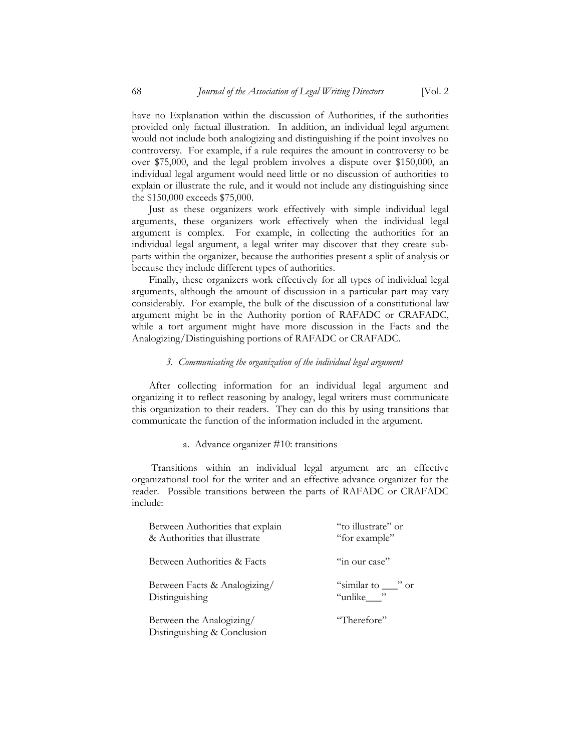have no Explanation within the discussion of Authorities, if the authorities provided only factual illustration. In addition, an individual legal argument would not include both analogizing and distinguishing if the point involves no controversy. For example, if a rule requires the amount in controversy to be over $75,000, and the legal problem involves a dispute over $150,000, an individual legal argument would need little or no discussion of authorities to explain or illustrate the rule, and it would not include any distinguishing since the $150,000 exceeds $75,000.

Just as these organizers work effectively with simple individual legal arguments, these organizers work effectively when the individual legal argument is complex. For example, in collecting the authorities for an individual legal argument, a legal writer may discover that they create sub-parts within the organizer, because the authorities present a split of analysis or because they include different types of authorities.

Finally, these organizers work effectively for all types of individual legal arguments, although the amount of discussion in a particular part may vary considerably. For example, the bulk of the discussion of a constitutional law argument might be in the Authority portion of RAFADC or CRAFADC, while a tort argument might have more discussion in the Facts and the Analogizing/Distinguishing portions of RAFADC or CRAFADC.

### *3. Communicating the organization of the individual legal argument*

After collecting information for an individual legal argument and organizing it to reflect reasoning by analogy, legal writers must communicate this organization to their readers. They can do this by using transitions that communicate the function of the information included in the argument.

#### a. Advance organizer #10: transitions

Transitions within an individual legal argument are an effective organizational tool for the writer and an effective advance organizer for the reader. Possible transitions between the parts of RAFADC or CRAFADC include:

| | |
|---|---|
| Between Authorities that explain & Authorities that illustrate | "to illustrate" or "for example" |
| Between Authorities & Facts | "in our case" |
| Between Facts & Analogizing/ Distinguishing | "similar to ___" or "unlike___" |
| Between the Analogizing/ Distinguishing & Conclusion | "Therefore" |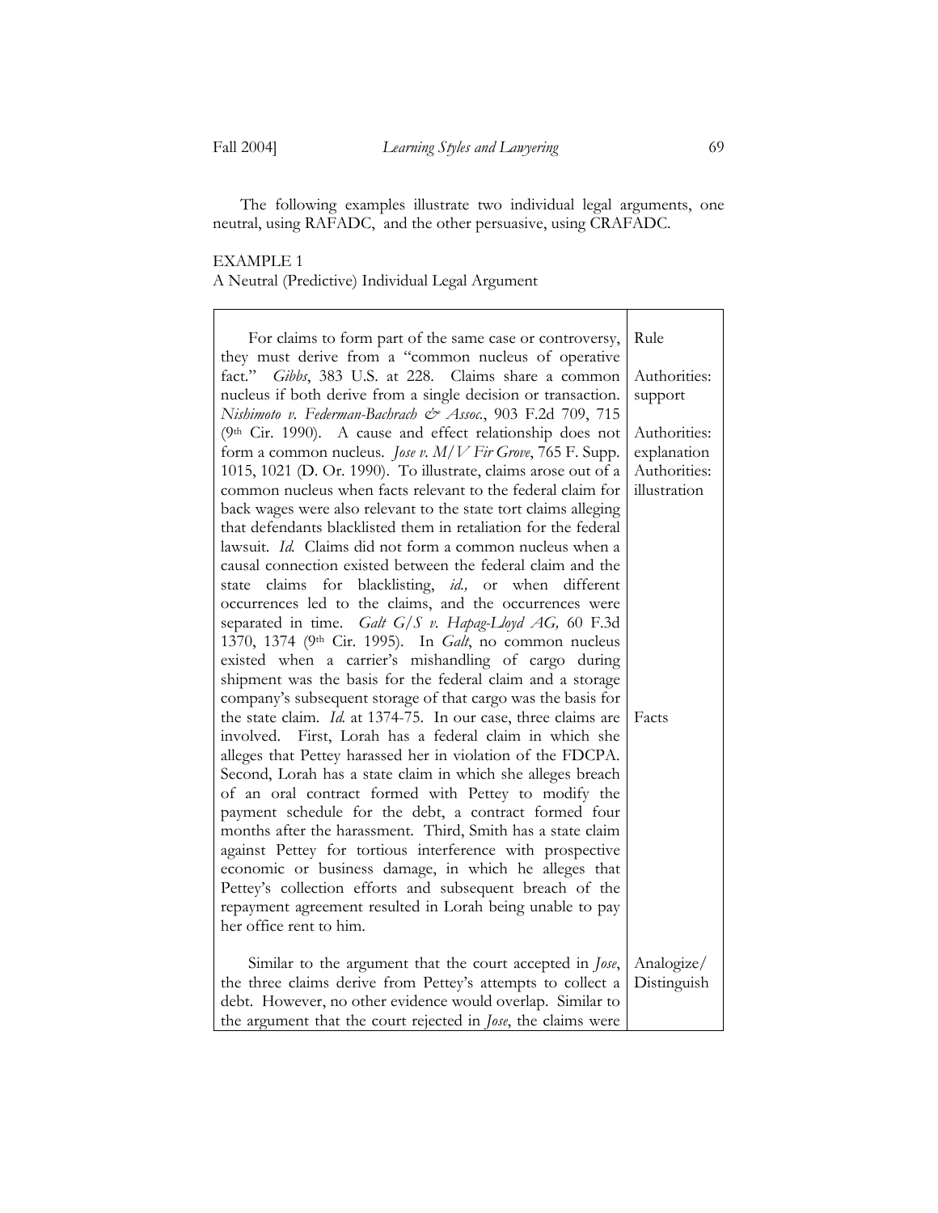The following examples illustrate two individual legal arguments, one neutral, using RAFADC, and the other persuasive, using CRAFADC.

EXAMPLE 1
A Neutral (Predictive) Individual Legal Argument

| | |
|---|---|
| For claims to form part of the same case or controversy, they must derive from a "common nucleus of operative fact." *Gibbs*, 383 U.S. at 228. Claims share a common nucleus if both derive from a single decision or transaction. *Nishimoto v. Federman-Bachrach & Assoc.*, 903 F.2d 709, 715 (9th Cir. 1990). A cause and effect relationship does not form a common nucleus. *Jose v. M/V Fir Grove*, 765 F. Supp. 1015, 1021 (D. Or. 1990). To illustrate, claims arose out of a common nucleus when facts relevant to the federal claim for back wages were also relevant to the state tort claims alleging that defendants blacklisted them in retaliation for the federal lawsuit. *Id.* Claims did not form a common nucleus when a causal connection existed between the federal claim and the state claims for blacklisting, *id.,* or when different occurrences led to the claims, and the occurrences were separated in time. *Galt G/S v. Hapag-Lloyd AG,* 60 F.3d 1370, 1374 (9th Cir. 1995). In *Galt*, no common nucleus existed when a carrier's mishandling of cargo during shipment was the basis for the federal claim and a storage company's subsequent storage of that cargo was the basis for the state claim. *Id.* at 1374-75. | Rule<br><br>Authorities: support<br><br>Authorities: explanation<br>Authorities: illustration |
| In our case, three claims are involved. First, Lorah has a federal claim in which she alleges that Pettey harassed her in violation of the FDCPA. Second, Lorah has a state claim in which she alleges breach of an oral contract formed with Pettey to modify the payment schedule for the debt, a contract formed four months after the harassment. Third, Smith has a state claim against Pettey for tortious interference with prospective economic or business damage, in which he alleges that Pettey's collection efforts and subsequent breach of the repayment agreement resulted in Lorah being unable to pay her office rent to him. | Facts |
| Similar to the argument that the court accepted in *Jose*, the three claims derive from Pettey's attempts to collect a debt. However, no other evidence would overlap. Similar to the argument that the court rejected in *Jose*, the claims were | Analogize/ Distinguish |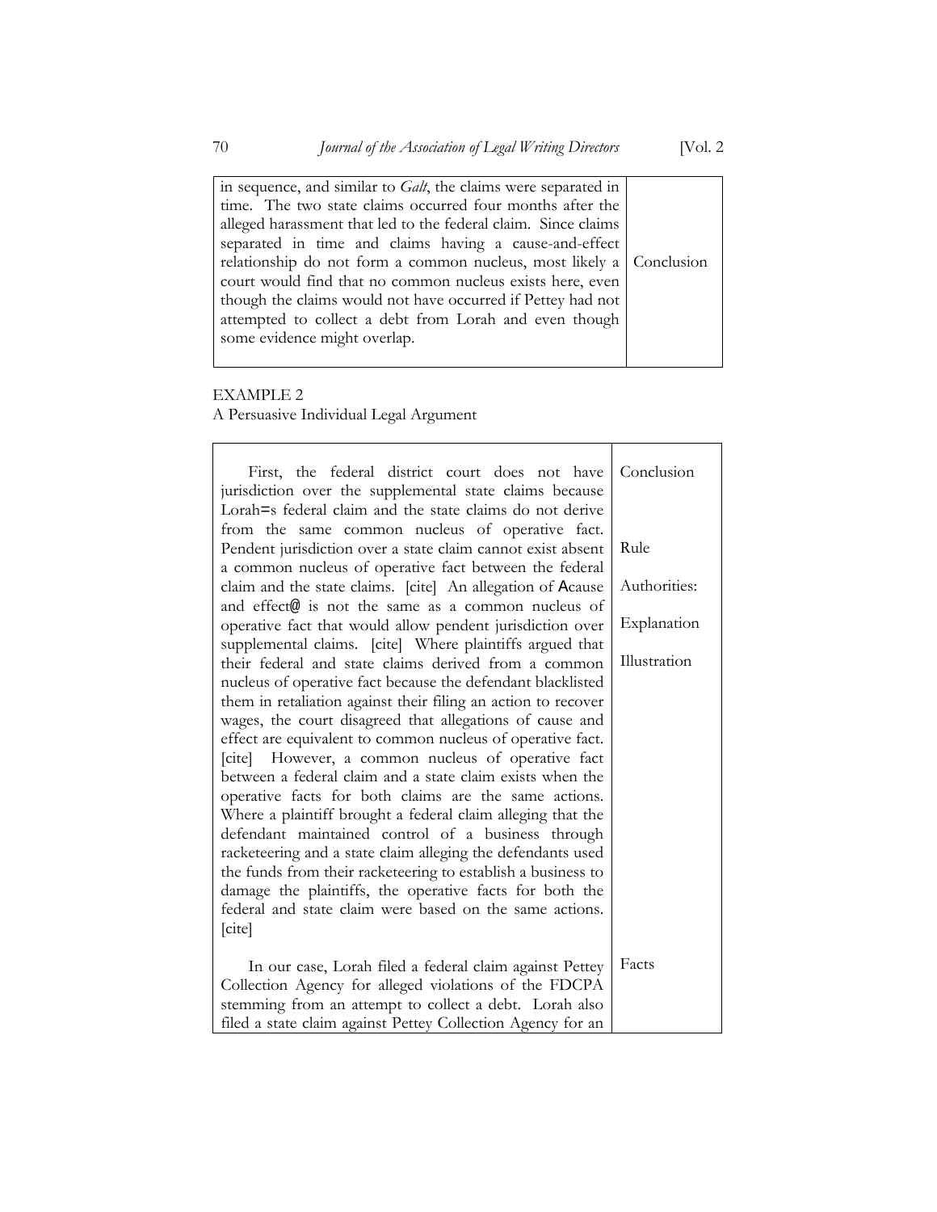| | |
|---|---|
| in sequence, and similar to *Galt*, the claims were separated in time. The two state claims occurred four months after the alleged harassment that led to the federal claim. Since claims separated in time and claims having a cause-and-effect relationship do not form a common nucleus, most likely a court would find that no common nucleus exists here, even though the claims would not have occurred if Pettey had not attempted to collect a debt from Lorah and even though some evidence might overlap. | Conclusion |

EXAMPLE 2
A Persuasive Individual Legal Argument

| | |
|---|---|
| First, the federal district court does not have jurisdiction over the supplemental state claims because Lorah=s federal claim and the state claims do not derive from the same common nucleus of operative fact. | Conclusion |
| Pendent jurisdiction over a state claim cannot exist absent a common nucleus of operative fact between the federal claim and the state claims. [cite] An allegation of Acause and effect@ is not the same as a common nucleus of operative fact that would allow pendent jurisdiction over supplemental claims. [cite] Where plaintiffs argued that their federal and state claims derived from a common nucleus of operative fact because the defendant blacklisted them in retaliation against their filing an action to recover wages, the court disagreed that allegations of cause and effect are equivalent to common nucleus of operative fact. [cite] However, a common nucleus of operative fact between a federal claim and a state claim exists when the operative facts for both claims are the same actions. Where a plaintiff brought a federal claim alleging that the defendant maintained control of a business through racketeering and a state claim alleging the defendants used the funds from their racketeering to establish a business to damage the plaintiffs, the operative facts for both the federal and state claim were based on the same actions. [cite] | Rule<br><br>Authorities:<br><br>Explanation<br><br>Illustration |
| In our case, Lorah filed a federal claim against Pettey Collection Agency for alleged violations of the FDCPA stemming from an attempt to collect a debt. Lorah also filed a state claim against Pettey Collection Agency for an | Facts |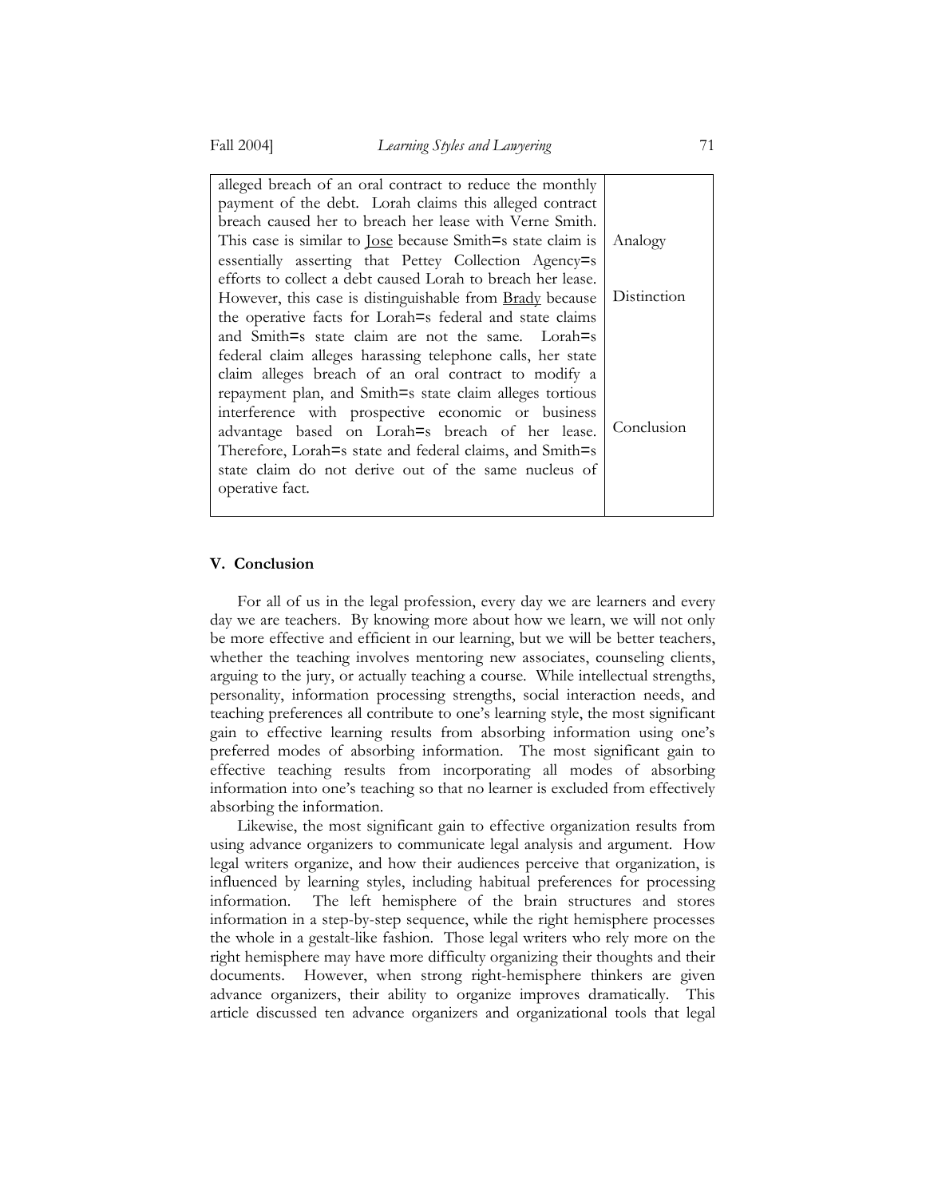| | |
|---|---|
| alleged breach of an oral contract to reduce the monthly payment of the debt. Lorah claims this alleged contract breach caused her to breach her lease with Verne Smith. This case is similar to Jose because Smith=s state claim is essentially asserting that Pettey Collection Agency=s efforts to collect a debt caused Lorah to breach her lease. | Analogy |
| However, this case is distinguishable from Brady because the operative facts for Lorah=s federal and state claims and Smith=s state claim are not the same. Lorah=s federal claim alleges harassing telephone calls, her state claim alleges breach of an oral contract to modify a repayment plan, and Smith=s state claim alleges tortious interference with prospective economic or business advantage based on Lorah=s breach of her lease. | Distinction |
| Therefore, Lorah=s state and federal claims, and Smith=s state claim do not derive out of the same nucleus of operative fact. | Conclusion |

## V. Conclusion

For all of us in the legal profession, every day we are learners and every day we are teachers. By knowing more about how we learn, we will not only be more effective and efficient in our learning, but we will be better teachers, whether the teaching involves mentoring new associates, counseling clients, arguing to the jury, or actually teaching a course. While intellectual strengths, personality, information processing strengths, social interaction needs, and teaching preferences all contribute to one's learning style, the most significant gain to effective learning results from absorbing information using one's preferred modes of absorbing information. The most significant gain to effective teaching results from incorporating all modes of absorbing information into one's teaching so that no learner is excluded from effectively absorbing the information.

Likewise, the most significant gain to effective organization results from using advance organizers to communicate legal analysis and argument. How legal writers organize, and how their audiences perceive that organization, is influenced by learning styles, including habitual preferences for processing information. The left hemisphere of the brain structures and stores information in a step-by-step sequence, while the right hemisphere processes the whole in a gestalt-like fashion. Those legal writers who rely more on the right hemisphere may have more difficulty organizing their thoughts and their documents. However, when strong right-hemisphere thinkers are given advance organizers, their ability to organize improves dramatically. This article discussed ten advance organizers and organizational tools that legal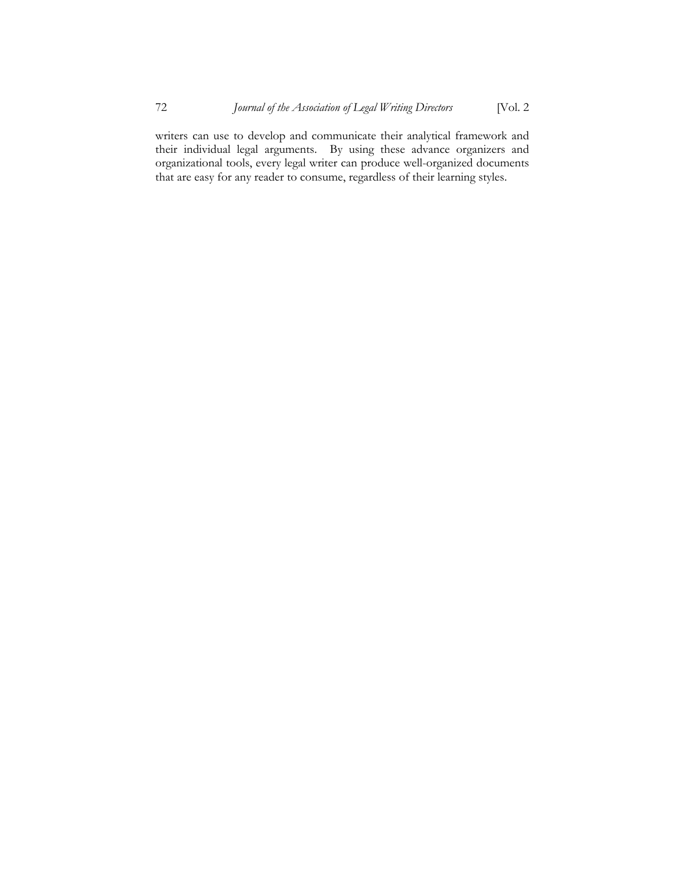writers can use to develop and communicate their analytical framework and their individual legal arguments. By using these advance organizers and organizational tools, every legal writer can produce well-organized documents that are easy for any reader to consume, regardless of their learning styles.